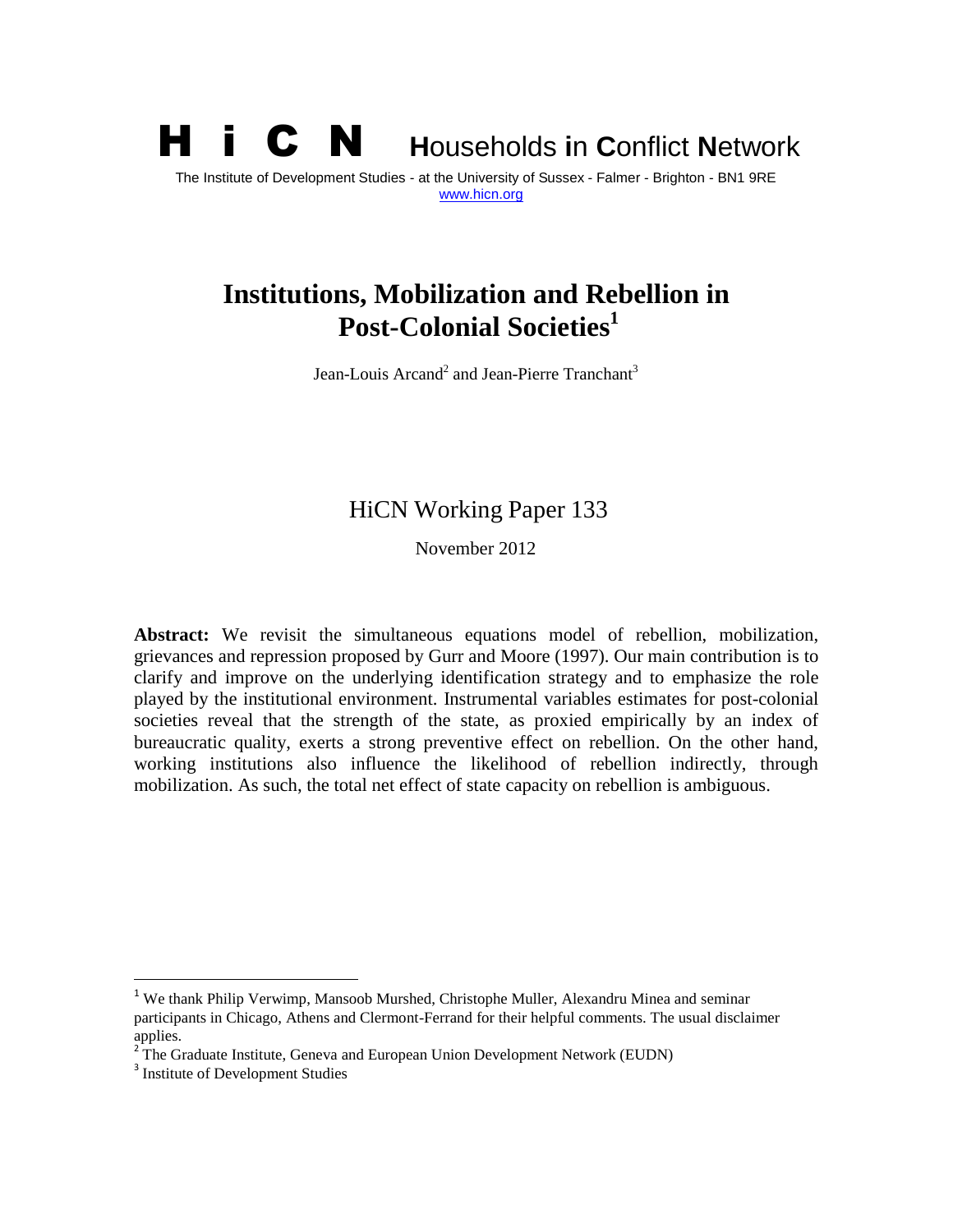# H i C N Households in Conflict Network

The Institute of Development Studies - at the University of Sussex - Falmer - Brighton - BN1 9RE
www.hicn.org

## Institutions, Mobilization and Rebellion in Post-Colonial Societies[1]

Jean-Louis Arcand[2] and Jean-Pierre Tranchant[3]

HiCN Working Paper 133

November 2012

**Abstract:** We revisit the simultaneous equations model of rebellion, mobilization, grievances and repression proposed by Gurr and Moore (1997). Our main contribution is to clarify and improve on the underlying identification strategy and to emphasize the role played by the institutional environment. Instrumental variables estimates for post-colonial societies reveal that the strength of the state, as proxied empirically by an index of bureaucratic quality, exerts a strong preventive effect on rebellion. On the other hand, working institutions also influence the likelihood of rebellion indirectly, through mobilization. As such, the total net effect of state capacity on rebellion is ambiguous.

---

[1] We thank Philip Verwimp, Mansoob Murshed, Christophe Muller, Alexandru Minea and seminar participants in Chicago, Athens and Clermont-Ferrand for their helpful comments. The usual disclaimer applies.

[2] The Graduate Institute, Geneva and European Union Development Network (EUDN)

[3] Institute of Development Studies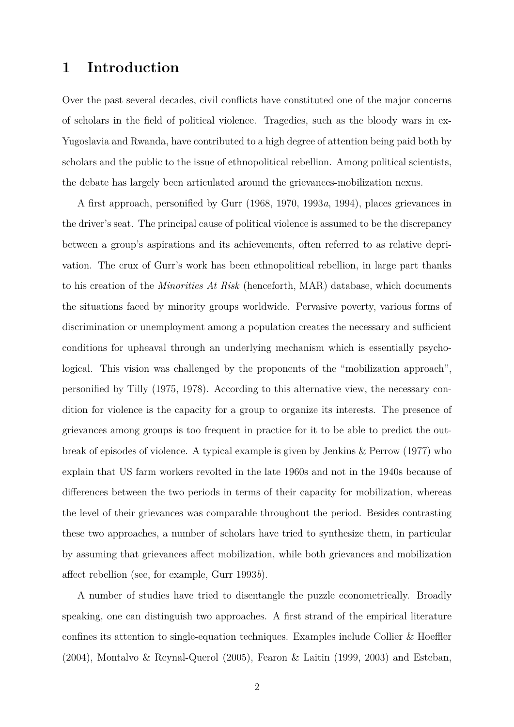# 1 Introduction

Over the past several decades, civil conflicts have constituted one of the major concerns of scholars in the field of political violence. Tragedies, such as the bloody wars in ex-Yugoslavia and Rwanda, have contributed to a high degree of attention being paid both by scholars and the public to the issue of ethnopolitical rebellion. Among political scientists, the debate has largely been articulated around the grievances-mobilization nexus.

A first approach, personified by Gurr (1968, 1970, 1993*a*, 1994), places grievances in the driver's seat. The principal cause of political violence is assumed to be the discrepancy between a group's aspirations and its achievements, often referred to as relative deprivation. The crux of Gurr's work has been ethnopolitical rebellion, in large part thanks to his creation of the *Minorities At Risk* (henceforth, MAR) database, which documents the situations faced by minority groups worldwide. Pervasive poverty, various forms of discrimination or unemployment among a population creates the necessary and sufficient conditions for upheaval through an underlying mechanism which is essentially psychological. This vision was challenged by the proponents of the "mobilization approach", personified by Tilly (1975, 1978). According to this alternative view, the necessary condition for violence is the capacity for a group to organize its interests. The presence of grievances among groups is too frequent in practice for it to be able to predict the outbreak of episodes of violence. A typical example is given by Jenkins & Perrow (1977) who explain that US farm workers revolted in the late 1960s and not in the 1940s because of differences between the two periods in terms of their capacity for mobilization, whereas the level of their grievances was comparable throughout the period. Besides contrasting these two approaches, a number of scholars have tried to synthesize them, in particular by assuming that grievances affect mobilization, while both grievances and mobilization affect rebellion (see, for example, Gurr 1993*b*).

A number of studies have tried to disentangle the puzzle econometrically. Broadly speaking, one can distinguish two approaches. A first strand of the empirical literature confines its attention to single-equation techniques. Examples include Collier & Hoeffler (2004), Montalvo & Reynal-Querol (2005), Fearon & Laitin (1999, 2003) and Esteban,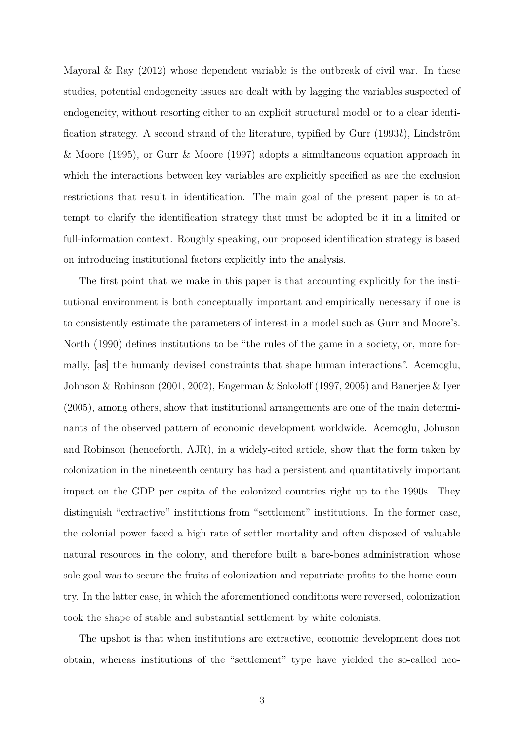Mayoral & Ray (2012) whose dependent variable is the outbreak of civil war. In these studies, potential endogeneity issues are dealt with by lagging the variables suspected of endogeneity, without resorting either to an explicit structural model or to a clear identification strategy. A second strand of the literature, typified by Gurr (1993*b*), Lindström & Moore (1995), or Gurr & Moore (1997) adopts a simultaneous equation approach in which the interactions between key variables are explicitly specified as are the exclusion restrictions that result in identification. The main goal of the present paper is to attempt to clarify the identification strategy that must be adopted be it in a limited or full-information context. Roughly speaking, our proposed identification strategy is based on introducing institutional factors explicitly into the analysis.

The first point that we make in this paper is that accounting explicitly for the institutional environment is both conceptually important and empirically necessary if one is to consistently estimate the parameters of interest in a model such as Gurr and Moore's. North (1990) defines institutions to be "the rules of the game in a society, or, more formally, [as] the humanly devised constraints that shape human interactions". Acemoglu, Johnson & Robinson (2001, 2002), Engerman & Sokoloff (1997, 2005) and Banerjee & Iyer (2005), among others, show that institutional arrangements are one of the main determinants of the observed pattern of economic development worldwide. Acemoglu, Johnson and Robinson (henceforth, AJR), in a widely-cited article, show that the form taken by colonization in the nineteenth century has had a persistent and quantitatively important impact on the GDP per capita of the colonized countries right up to the 1990s. They distinguish "extractive" institutions from "settlement" institutions. In the former case, the colonial power faced a high rate of settler mortality and often disposed of valuable natural resources in the colony, and therefore built a bare-bones administration whose sole goal was to secure the fruits of colonization and repatriate profits to the home country. In the latter case, in which the aforementioned conditions were reversed, colonization took the shape of stable and substantial settlement by white colonists.

The upshot is that when institutions are extractive, economic development does not obtain, whereas institutions of the "settlement" type have yielded the so-called neo-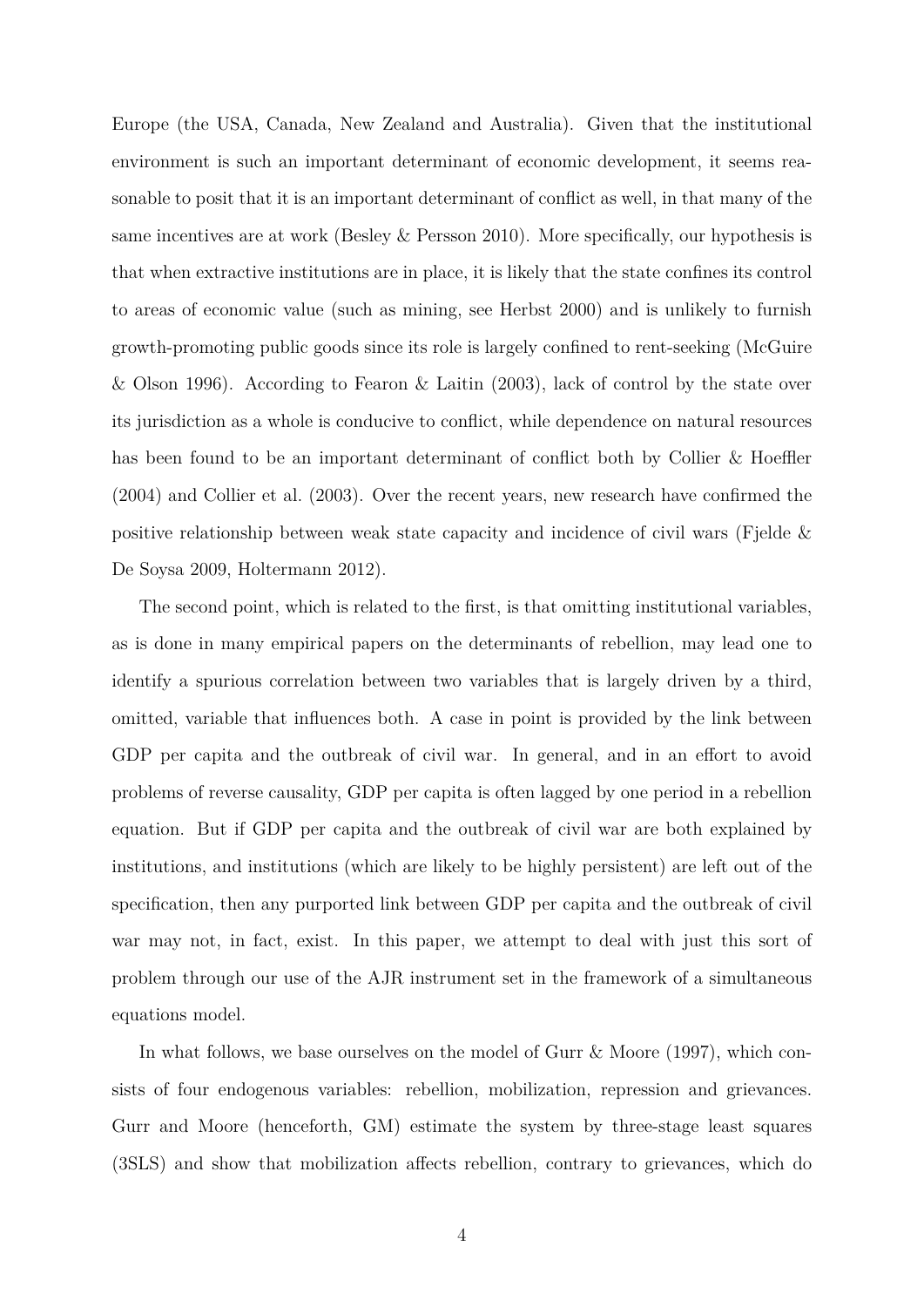Europe (the USA, Canada, New Zealand and Australia). Given that the institutional environment is such an important determinant of economic development, it seems reasonable to posit that it is an important determinant of conflict as well, in that many of the same incentives are at work (Besley & Persson 2010). More specifically, our hypothesis is that when extractive institutions are in place, it is likely that the state confines its control to areas of economic value (such as mining, see Herbst 2000) and is unlikely to furnish growth-promoting public goods since its role is largely confined to rent-seeking (McGuire & Olson 1996). According to Fearon & Laitin (2003), lack of control by the state over its jurisdiction as a whole is conducive to conflict, while dependence on natural resources has been found to be an important determinant of conflict both by Collier & Hoeffler (2004) and Collier et al. (2003). Over the recent years, new research have confirmed the positive relationship between weak state capacity and incidence of civil wars (Fjelde & De Soysa 2009, Holtermann 2012).

The second point, which is related to the first, is that omitting institutional variables, as is done in many empirical papers on the determinants of rebellion, may lead one to identify a spurious correlation between two variables that is largely driven by a third, omitted, variable that influences both. A case in point is provided by the link between GDP per capita and the outbreak of civil war. In general, and in an effort to avoid problems of reverse causality, GDP per capita is often lagged by one period in a rebellion equation. But if GDP per capita and the outbreak of civil war are both explained by institutions, and institutions (which are likely to be highly persistent) are left out of the specification, then any purported link between GDP per capita and the outbreak of civil war may not, in fact, exist. In this paper, we attempt to deal with just this sort of problem through our use of the AJR instrument set in the framework of a simultaneous equations model.

In what follows, we base ourselves on the model of Gurr & Moore (1997), which consists of four endogenous variables: rebellion, mobilization, repression and grievances. Gurr and Moore (henceforth, GM) estimate the system by three-stage least squares (3SLS) and show that mobilization affects rebellion, contrary to grievances, which do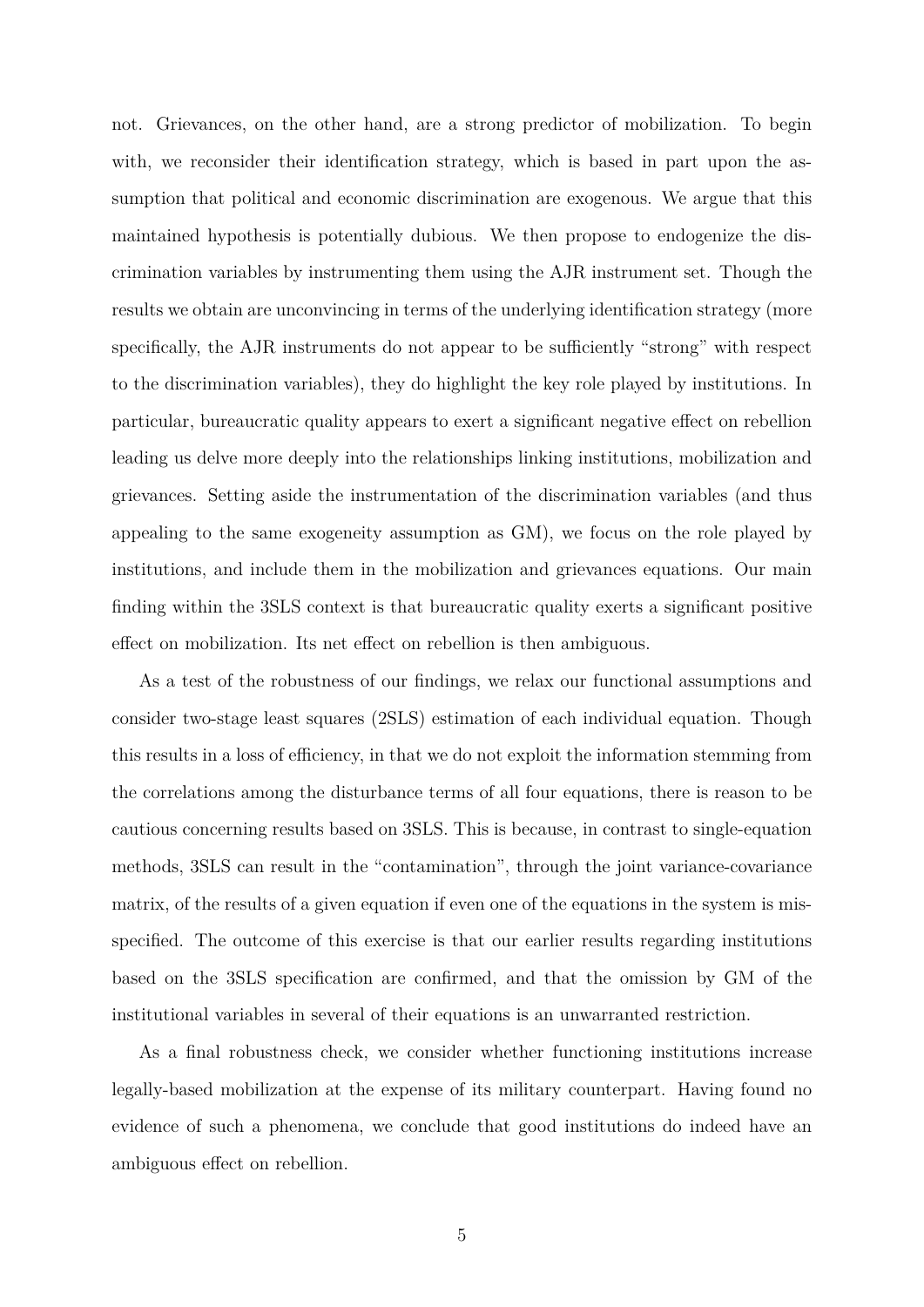not. Grievances, on the other hand, are a strong predictor of mobilization. To begin with, we reconsider their identification strategy, which is based in part upon the assumption that political and economic discrimination are exogenous. We argue that this maintained hypothesis is potentially dubious. We then propose to endogenize the discrimination variables by instrumenting them using the AJR instrument set. Though the results we obtain are unconvincing in terms of the underlying identification strategy (more specifically, the AJR instruments do not appear to be sufficiently "strong" with respect to the discrimination variables), they do highlight the key role played by institutions. In particular, bureaucratic quality appears to exert a significant negative effect on rebellion leading us delve more deeply into the relationships linking institutions, mobilization and grievances. Setting aside the instrumentation of the discrimination variables (and thus appealing to the same exogeneity assumption as GM), we focus on the role played by institutions, and include them in the mobilization and grievances equations. Our main finding within the 3SLS context is that bureaucratic quality exerts a significant positive effect on mobilization. Its net effect on rebellion is then ambiguous.

As a test of the robustness of our findings, we relax our functional assumptions and consider two-stage least squares (2SLS) estimation of each individual equation. Though this results in a loss of efficiency, in that we do not exploit the information stemming from the correlations among the disturbance terms of all four equations, there is reason to be cautious concerning results based on 3SLS. This is because, in contrast to single-equation methods, 3SLS can result in the "contamination", through the joint variance-covariance matrix, of the results of a given equation if even one of the equations in the system is misspecified. The outcome of this exercise is that our earlier results regarding institutions based on the 3SLS specification are confirmed, and that the omission by GM of the institutional variables in several of their equations is an unwarranted restriction.

As a final robustness check, we consider whether functioning institutions increase legally-based mobilization at the expense of its military counterpart. Having found no evidence of such a phenomena, we conclude that good institutions do indeed have an ambiguous effect on rebellion.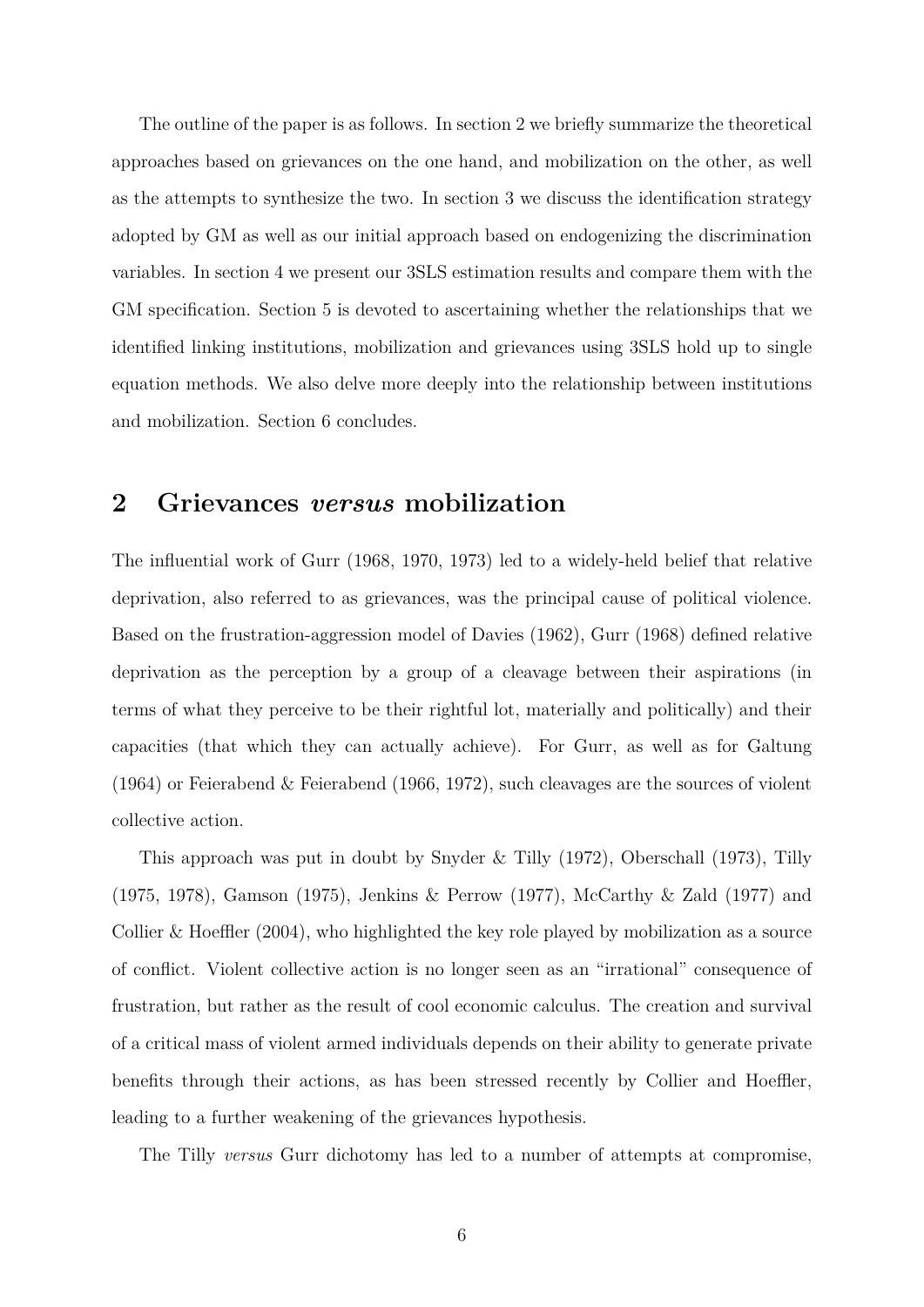The outline of the paper is as follows. In section 2 we briefly summarize the theoretical approaches based on grievances on the one hand, and mobilization on the other, as well as the attempts to synthesize the two. In section 3 we discuss the identification strategy adopted by GM as well as our initial approach based on endogenizing the discrimination variables. In section 4 we present our 3SLS estimation results and compare them with the GM specification. Section 5 is devoted to ascertaining whether the relationships that we identified linking institutions, mobilization and grievances using 3SLS hold up to single equation methods. We also delve more deeply into the relationship between institutions and mobilization. Section 6 concludes.

## 2 Grievances *versus* mobilization

The influential work of Gurr (1968, 1970, 1973) led to a widely-held belief that relative deprivation, also referred to as grievances, was the principal cause of political violence. Based on the frustration-aggression model of Davies (1962), Gurr (1968) defined relative deprivation as the perception by a group of a cleavage between their aspirations (in terms of what they perceive to be their rightful lot, materially and politically) and their capacities (that which they can actually achieve). For Gurr, as well as for Galtung (1964) or Feierabend & Feierabend (1966, 1972), such cleavages are the sources of violent collective action.

This approach was put in doubt by Snyder & Tilly (1972), Oberschall (1973), Tilly (1975, 1978), Gamson (1975), Jenkins & Perrow (1977), McCarthy & Zald (1977) and Collier & Hoeffler (2004), who highlighted the key role played by mobilization as a source of conflict. Violent collective action is no longer seen as an "irrational" consequence of frustration, but rather as the result of cool economic calculus. The creation and survival of a critical mass of violent armed individuals depends on their ability to generate private benefits through their actions, as has been stressed recently by Collier and Hoeffler, leading to a further weakening of the grievances hypothesis.

The Tilly *versus* Gurr dichotomy has led to a number of attempts at compromise,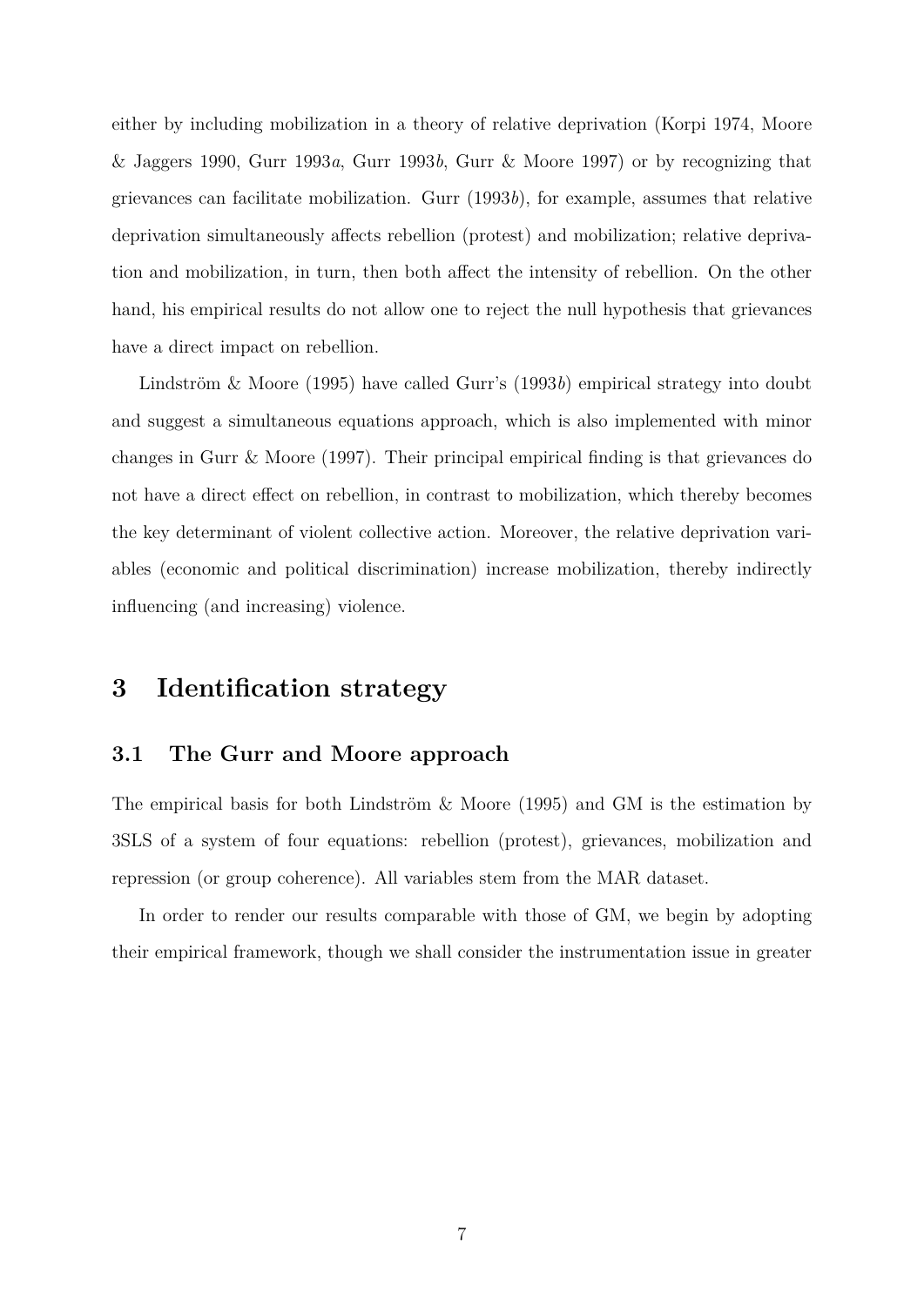either by including mobilization in a theory of relative deprivation (Korpi 1974, Moore & Jaggers 1990, Gurr 1993*a*, Gurr 1993*b*, Gurr & Moore 1997) or by recognizing that grievances can facilitate mobilization. Gurr (1993*b*), for example, assumes that relative deprivation simultaneously affects rebellion (protest) and mobilization; relative deprivation and mobilization, in turn, then both affect the intensity of rebellion. On the other hand, his empirical results do not allow one to reject the null hypothesis that grievances have a direct impact on rebellion.

Lindström & Moore (1995) have called Gurr's (1993*b*) empirical strategy into doubt and suggest a simultaneous equations approach, which is also implemented with minor changes in Gurr & Moore (1997). Their principal empirical finding is that grievances do not have a direct effect on rebellion, in contrast to mobilization, which thereby becomes the key determinant of violent collective action. Moreover, the relative deprivation variables (economic and political discrimination) increase mobilization, thereby indirectly influencing (and increasing) violence.

# 3 Identification strategy

## 3.1 The Gurr and Moore approach

The empirical basis for both Lindström & Moore (1995) and GM is the estimation by 3SLS of a system of four equations: rebellion (protest), grievances, mobilization and repression (or group coherence). All variables stem from the MAR dataset.

In order to render our results comparable with those of GM, we begin by adopting their empirical framework, though we shall consider the instrumentation issue in greater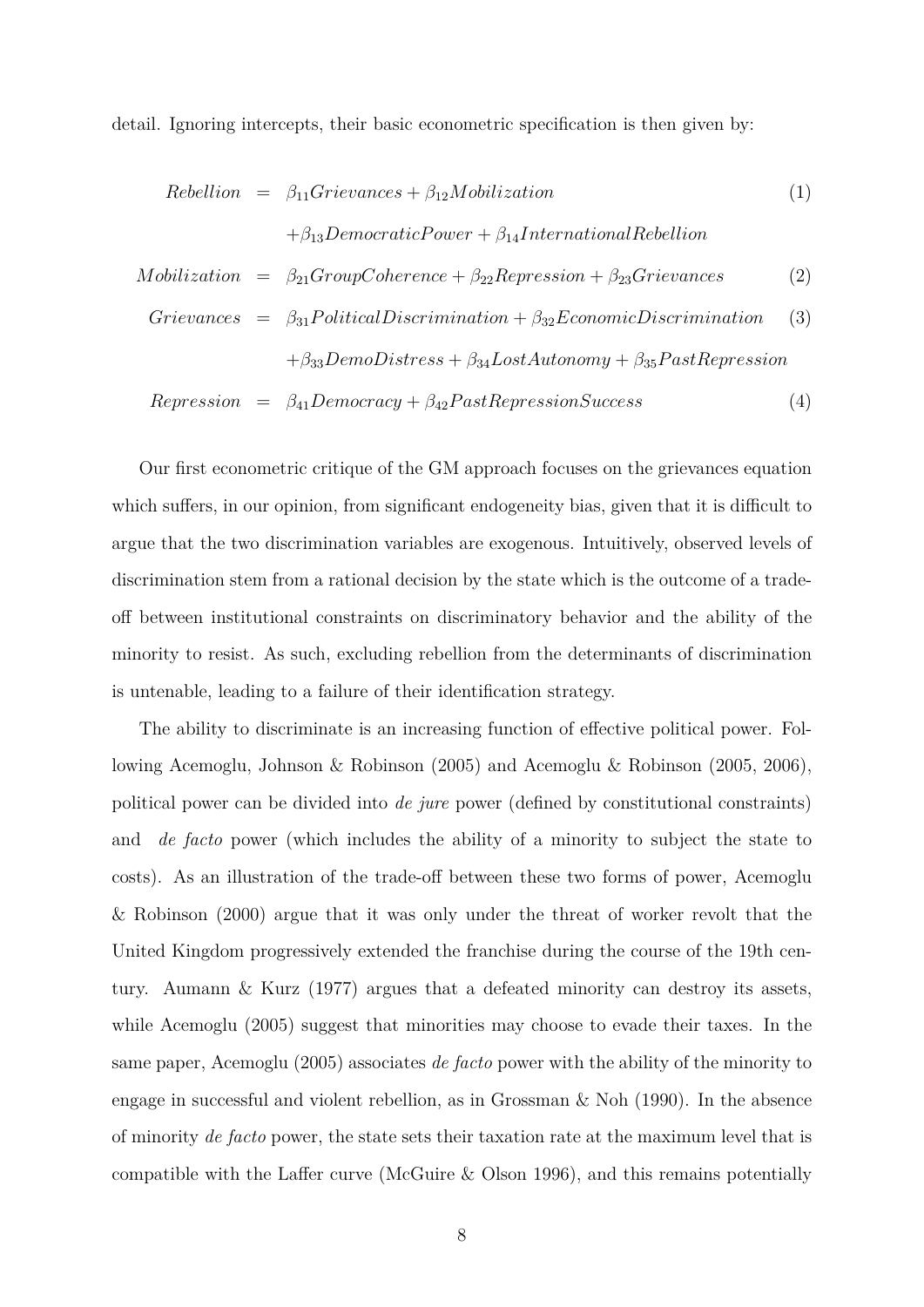detail. Ignoring intercepts, their basic econometric specification is then given by:

$$
\begin{aligned}
Rebellion &= \beta_{11} Grievances + \beta_{12} Mobilization \\
&\quad + \beta_{13} DemocraticPower + \beta_{14} InternationalRebellion
\end{aligned} \tag{1}
$$

$$
Mobilization = \beta_{21} GroupCoherence + \beta_{22} Repression + \beta_{23} Grievances \tag{2}
$$

$$
\begin{aligned}
Grievances &= \beta_{31} PoliticalDiscrimination + \beta_{32} EconomicDiscrimination \\
&\quad + \beta_{33} DemoDistress + \beta_{34} LostAutonomy + \beta_{35} PastRepression
\end{aligned} \tag{3}
$$

$$
Repression = \beta_{41} Democracy + \beta_{42} PastRepressionSuccess \tag{4}
$$

Our first econometric critique of the GM approach focuses on the grievances equation which suffers, in our opinion, from significant endogeneity bias, given that it is difficult to argue that the two discrimination variables are exogenous. Intuitively, observed levels of discrimination stem from a rational decision by the state which is the outcome of a trade-off between institutional constraints on discriminatory behavior and the ability of the minority to resist. As such, excluding rebellion from the determinants of discrimination is untenable, leading to a failure of their identification strategy.

The ability to discriminate is an increasing function of effective political power. Following Acemoglu, Johnson & Robinson (2005) and Acemoglu & Robinson (2005, 2006), political power can be divided into *de jure* power (defined by constitutional constraints) and *de facto* power (which includes the ability of a minority to subject the state to costs). As an illustration of the trade-off between these two forms of power, Acemoglu & Robinson (2000) argue that it was only under the threat of worker revolt that the United Kingdom progressively extended the franchise during the course of the 19th century. Aumann & Kurz (1977) argues that a defeated minority can destroy its assets, while Acemoglu (2005) suggest that minorities may choose to evade their taxes. In the same paper, Acemoglu (2005) associates *de facto* power with the ability of the minority to engage in successful and violent rebellion, as in Grossman & Noh (1990). In the absence of minority *de facto* power, the state sets their taxation rate at the maximum level that is compatible with the Laffer curve (McGuire & Olson 1996), and this remains potentially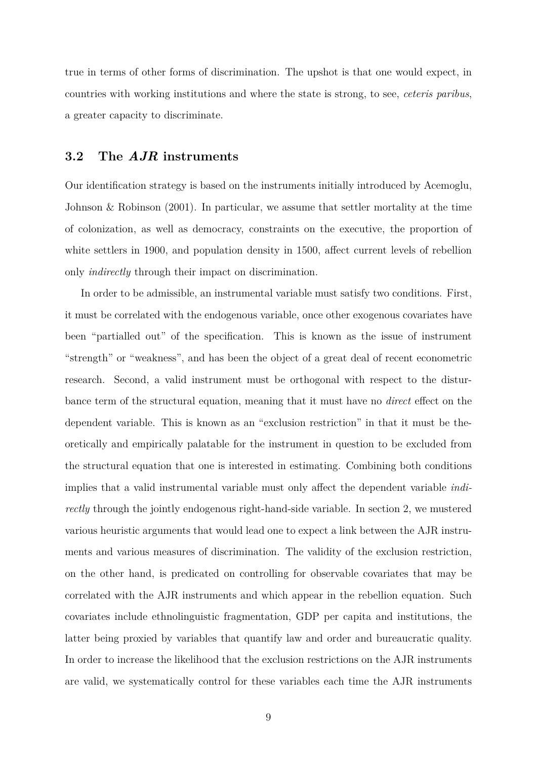true in terms of other forms of discrimination. The upshot is that one would expect, in countries with working institutions and where the state is strong, to see, *ceteris paribus*, a greater capacity to discriminate.

### 3.2 The *AJR* instruments

Our identification strategy is based on the instruments initially introduced by Acemoglu, Johnson & Robinson (2001). In particular, we assume that settler mortality at the time of colonization, as well as democracy, constraints on the executive, the proportion of white settlers in 1900, and population density in 1500, affect current levels of rebellion only *indirectly* through their impact on discrimination.

In order to be admissible, an instrumental variable must satisfy two conditions. First, it must be correlated with the endogenous variable, once other exogenous covariates have been "partialled out" of the specification. This is known as the issue of instrument "strength" or "weakness", and has been the object of a great deal of recent econometric research. Second, a valid instrument must be orthogonal with respect to the disturbance term of the structural equation, meaning that it must have no *direct* effect on the dependent variable. This is known as an "exclusion restriction" in that it must be theoretically and empirically palatable for the instrument in question to be excluded from the structural equation that one is interested in estimating. Combining both conditions implies that a valid instrumental variable must only affect the dependent variable *indirectly* through the jointly endogenous right-hand-side variable. In section 2, we mustered various heuristic arguments that would lead one to expect a link between the AJR instruments and various measures of discrimination. The validity of the exclusion restriction, on the other hand, is predicated on controlling for observable covariates that may be correlated with the AJR instruments and which appear in the rebellion equation. Such covariates include ethnolinguistic fragmentation, GDP per capita and institutions, the latter being proxied by variables that quantify law and order and bureaucratic quality. In order to increase the likelihood that the exclusion restrictions on the AJR instruments are valid, we systematically control for these variables each time the AJR instruments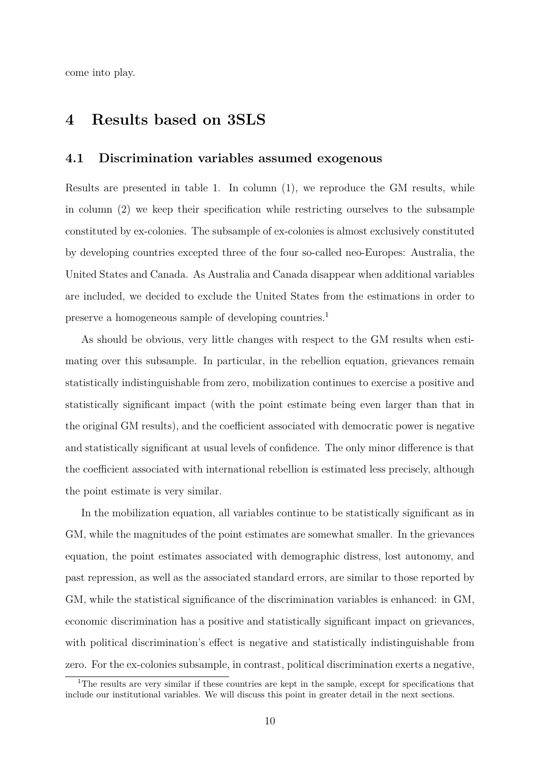come into play.

# 4 Results based on 3SLS

## 4.1 Discrimination variables assumed exogenous

Results are presented in table 1. In column (1), we reproduce the GM results, while in column (2) we keep their specification while restricting ourselves to the subsample constituted by ex-colonies. The subsample of ex-colonies is almost exclusively constituted by developing countries excepted three of the four so-called neo-Europes: Australia, the United States and Canada. As Australia and Canada disappear when additional variables are included, we decided to exclude the United States from the estimations in order to preserve a homogeneous sample of developing countries.[1]

As should be obvious, very little changes with respect to the GM results when estimating over this subsample. In particular, in the rebellion equation, grievances remain statistically indistinguishable from zero, mobilization continues to exercise a positive and statistically significant impact (with the point estimate being even larger than that in the original GM results), and the coefficient associated with democratic power is negative and statistically significant at usual levels of confidence. The only minor difference is that the coefficient associated with international rebellion is estimated less precisely, although the point estimate is very similar.

In the mobilization equation, all variables continue to be statistically significant as in GM, while the magnitudes of the point estimates are somewhat smaller. In the grievances equation, the point estimates associated with demographic distress, lost autonomy, and past repression, as well as the associated standard errors, are similar to those reported by GM, while the statistical significance of the discrimination variables is enhanced: in GM, economic discrimination has a positive and statistically significant impact on grievances, with political discrimination's effect is negative and statistically indistinguishable from zero. For the ex-colonies subsample, in contrast, political discrimination exerts a negative,

[1] The results are very similar if these countries are kept in the sample, except for specifications that include our institutional variables. We will discuss this point in greater detail in the next sections.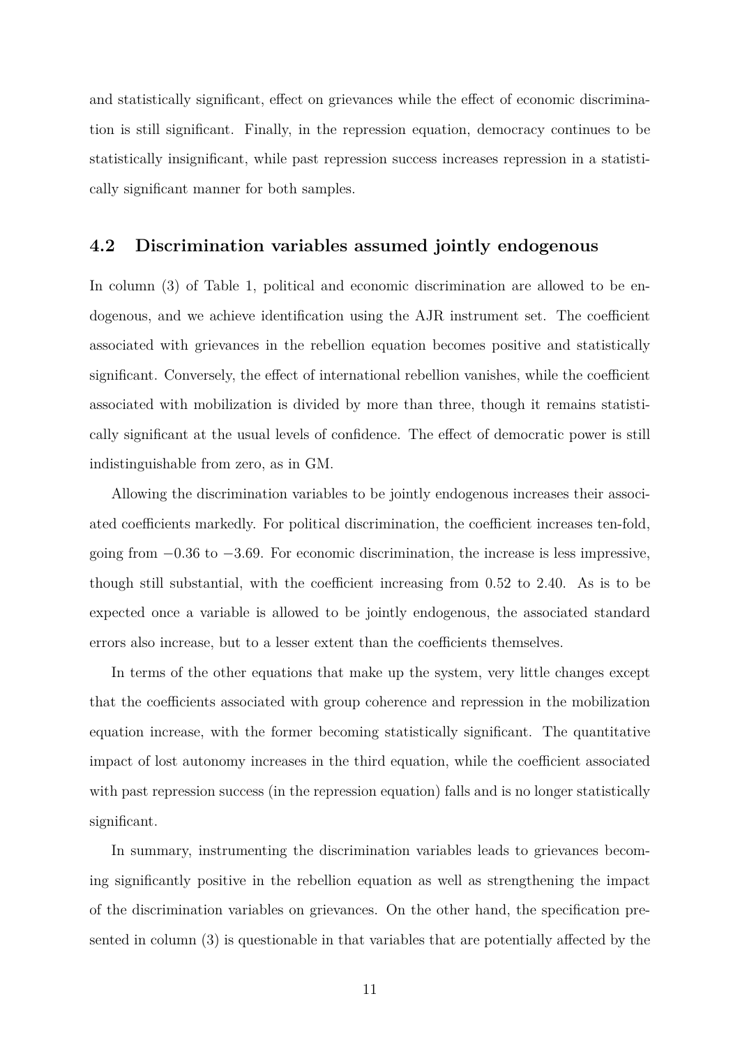and statistically significant, effect on grievances while the effect of economic discrimination is still significant. Finally, in the repression equation, democracy continues to be statistically insignificant, while past repression success increases repression in a statistically significant manner for both samples.

## 4.2 Discrimination variables assumed jointly endogenous

In column (3) of Table 1, political and economic discrimination are allowed to be endogenous, and we achieve identification using the AJR instrument set. The coefficient associated with grievances in the rebellion equation becomes positive and statistically significant. Conversely, the effect of international rebellion vanishes, while the coefficient associated with mobilization is divided by more than three, though it remains statistically significant at the usual levels of confidence. The effect of democratic power is still indistinguishable from zero, as in GM.

Allowing the discrimination variables to be jointly endogenous increases their associated coefficients markedly. For political discrimination, the coefficient increases ten-fold, going from $-0.36$ to $-3.69$. For economic discrimination, the increase is less impressive, though still substantial, with the coefficient increasing from 0.52 to 2.40. As is to be expected once a variable is allowed to be jointly endogenous, the associated standard errors also increase, but to a lesser extent than the coefficients themselves.

In terms of the other equations that make up the system, very little changes except that the coefficients associated with group coherence and repression in the mobilization equation increase, with the former becoming statistically significant. The quantitative impact of lost autonomy increases in the third equation, while the coefficient associated with past repression success (in the repression equation) falls and is no longer statistically significant.

In summary, instrumenting the discrimination variables leads to grievances becoming significantly positive in the rebellion equation as well as strengthening the impact of the discrimination variables on grievances. On the other hand, the specification presented in column (3) is questionable in that variables that are potentially affected by the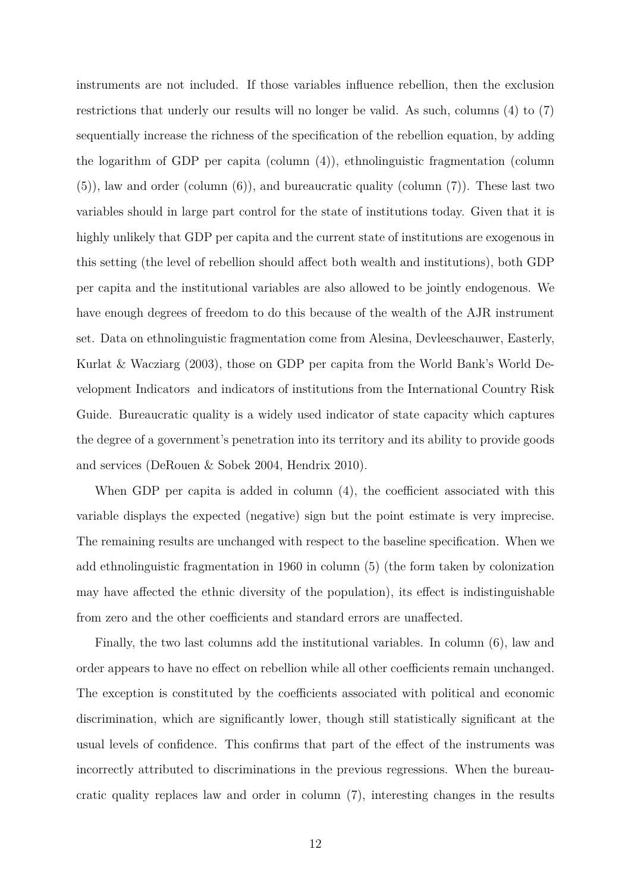instruments are not included. If those variables influence rebellion, then the exclusion restrictions that underly our results will no longer be valid. As such, columns (4) to (7) sequentially increase the richness of the specification of the rebellion equation, by adding the logarithm of GDP per capita (column (4)), ethnolinguistic fragmentation (column (5)), law and order (column (6)), and bureaucratic quality (column (7)). These last two variables should in large part control for the state of institutions today. Given that it is highly unlikely that GDP per capita and the current state of institutions are exogenous in this setting (the level of rebellion should affect both wealth and institutions), both GDP per capita and the institutional variables are also allowed to be jointly endogenous. We have enough degrees of freedom to do this because of the wealth of the AJR instrument set. Data on ethnolinguistic fragmentation come from Alesina, Devleeschauwer, Easterly, Kurlat & Wacziarg (2003), those on GDP per capita from the World Bank's World Development Indicators and indicators of institutions from the International Country Risk Guide. Bureaucratic quality is a widely used indicator of state capacity which captures the degree of a government's penetration into its territory and its ability to provide goods and services (DeRouen & Sobek 2004, Hendrix 2010).

When GDP per capita is added in column (4), the coefficient associated with this variable displays the expected (negative) sign but the point estimate is very imprecise. The remaining results are unchanged with respect to the baseline specification. When we add ethnolinguistic fragmentation in 1960 in column (5) (the form taken by colonization may have affected the ethnic diversity of the population), its effect is indistinguishable from zero and the other coefficients and standard errors are unaffected.

Finally, the two last columns add the institutional variables. In column (6), law and order appears to have no effect on rebellion while all other coefficients remain unchanged. The exception is constituted by the coefficients associated with political and economic discrimination, which are significantly lower, though still statistically significant at the usual levels of confidence. This confirms that part of the effect of the instruments was incorrectly attributed to discriminations in the previous regressions. When the bureaucratic quality replaces law and order in column (7), interesting changes in the results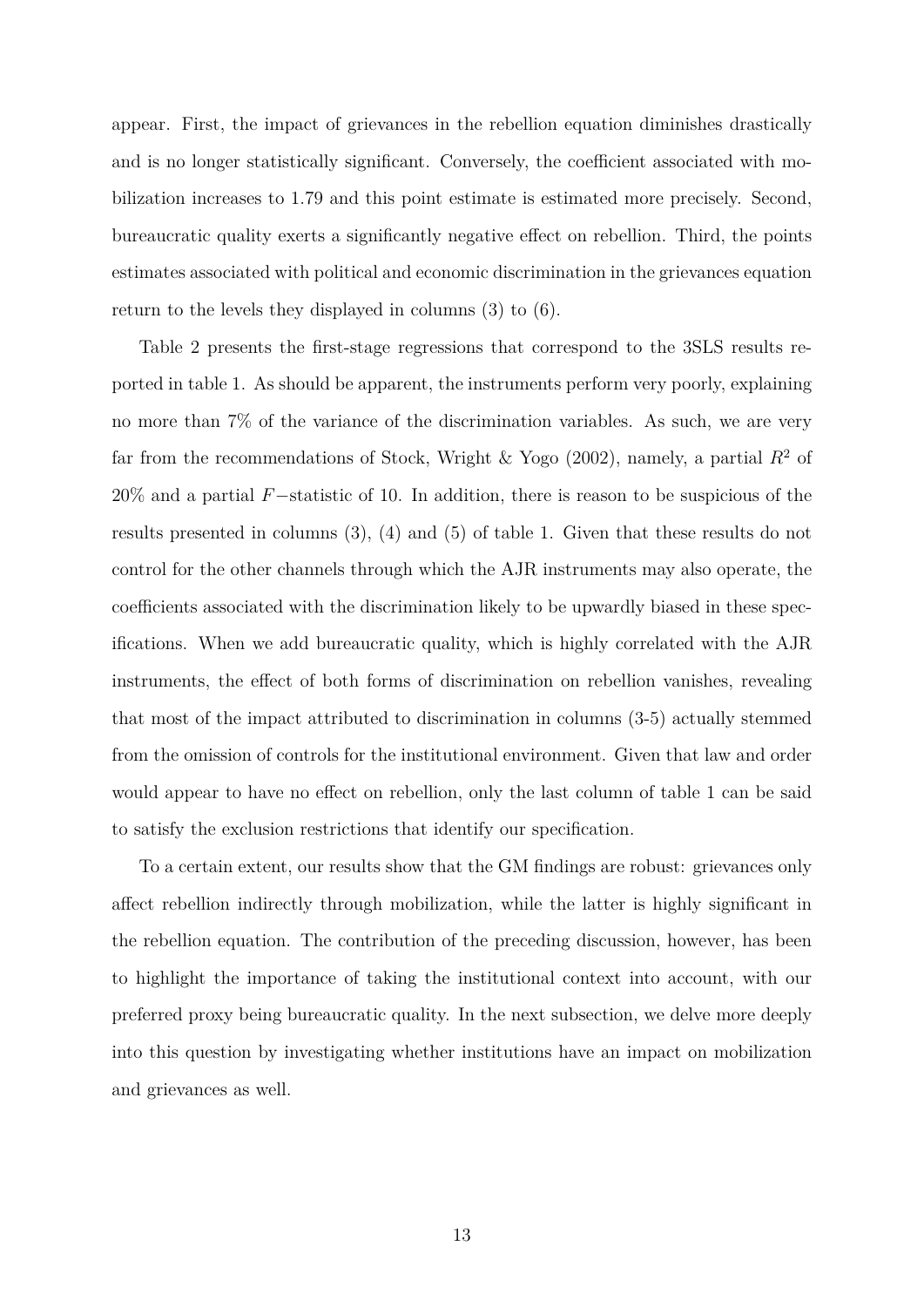appear. First, the impact of grievances in the rebellion equation diminishes drastically and is no longer statistically significant. Conversely, the coefficient associated with mobilization increases to 1.79 and this point estimate is estimated more precisely. Second, bureaucratic quality exerts a significantly negative effect on rebellion. Third, the points estimates associated with political and economic discrimination in the grievances equation return to the levels they displayed in columns (3) to (6).

Table 2 presents the first-stage regressions that correspond to the 3SLS results reported in table 1. As should be apparent, the instruments perform very poorly, explaining no more than 7% of the variance of the discrimination variables. As such, we are very far from the recommendations of Stock, Wright & Yogo (2002), namely, a partial $R^2$ of 20% and a partial $F-$statistic of 10. In addition, there is reason to be suspicious of the results presented in columns (3), (4) and (5) of table 1. Given that these results do not control for the other channels through which the AJR instruments may also operate, the coefficients associated with the discrimination likely to be upwardly biased in these specifications. When we add bureaucratic quality, which is highly correlated with the AJR instruments, the effect of both forms of discrimination on rebellion vanishes, revealing that most of the impact attributed to discrimination in columns (3-5) actually stemmed from the omission of controls for the institutional environment. Given that law and order would appear to have no effect on rebellion, only the last column of table 1 can be said to satisfy the exclusion restrictions that identify our specification.

To a certain extent, our results show that the GM findings are robust: grievances only affect rebellion indirectly through mobilization, while the latter is highly significant in the rebellion equation. The contribution of the preceding discussion, however, has been to highlight the importance of taking the institutional context into account, with our preferred proxy being bureaucratic quality. In the next subsection, we delve more deeply into this question by investigating whether institutions have an impact on mobilization and grievances as well.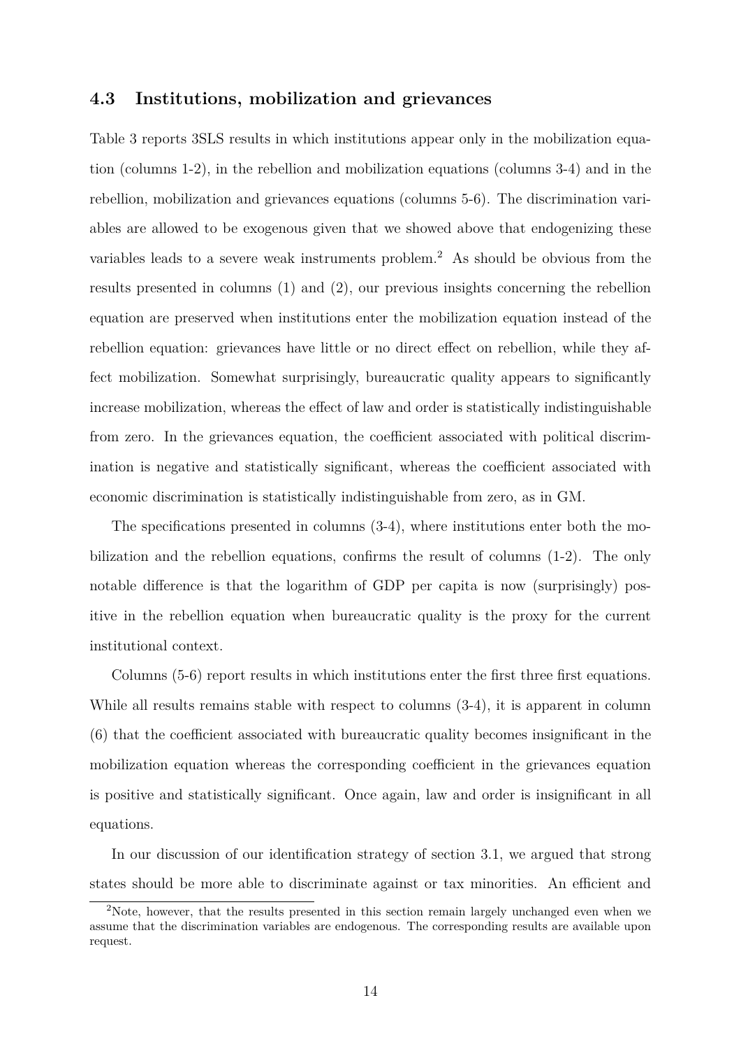### 4.3 Institutions, mobilization and grievances

Table 3 reports 3SLS results in which institutions appear only in the mobilization equation (columns 1-2), in the rebellion and mobilization equations (columns 3-4) and in the rebellion, mobilization and grievances equations (columns 5-6). The discrimination variables are allowed to be exogenous given that we showed above that endogenizing these variables leads to a severe weak instruments problem.[2] As should be obvious from the results presented in columns (1) and (2), our previous insights concerning the rebellion equation are preserved when institutions enter the mobilization equation instead of the rebellion equation: grievances have little or no direct effect on rebellion, while they affect mobilization. Somewhat surprisingly, bureaucratic quality appears to significantly increase mobilization, whereas the effect of law and order is statistically indistinguishable from zero. In the grievances equation, the coefficient associated with political discrimination is negative and statistically significant, whereas the coefficient associated with economic discrimination is statistically indistinguishable from zero, as in GM.

The specifications presented in columns (3-4), where institutions enter both the mobilization and the rebellion equations, confirms the result of columns (1-2). The only notable difference is that the logarithm of GDP per capita is now (surprisingly) positive in the rebellion equation when bureaucratic quality is the proxy for the current institutional context.

Columns (5-6) report results in which institutions enter the first three first equations. While all results remains stable with respect to columns (3-4), it is apparent in column (6) that the coefficient associated with bureaucratic quality becomes insignificant in the mobilization equation whereas the corresponding coefficient in the grievances equation is positive and statistically significant. Once again, law and order is insignificant in all equations.

In our discussion of our identification strategy of section 3.1, we argued that strong states should be more able to discriminate against or tax minorities. An efficient and

[2] Note, however, that the results presented in this section remain largely unchanged even when we assume that the discrimination variables are endogenous. The corresponding results are available upon request.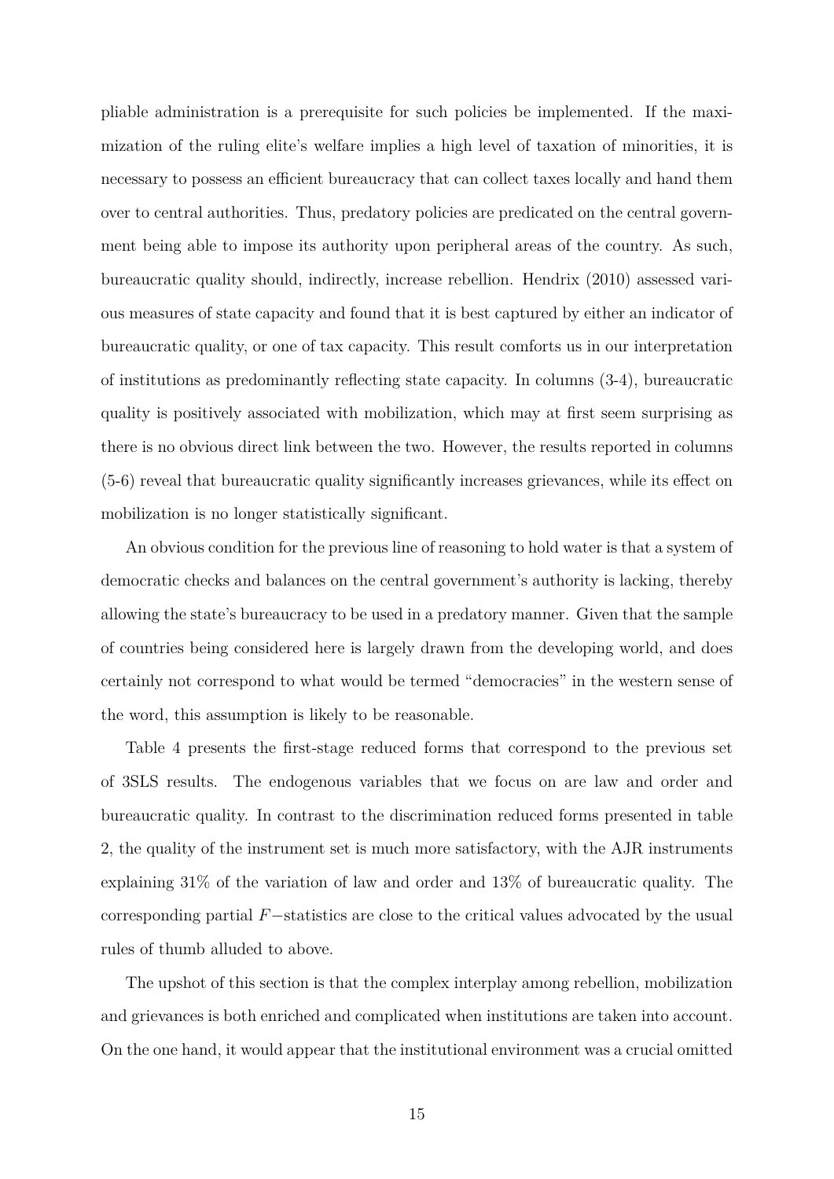pliable administration is a prerequisite for such policies be implemented. If the maximization of the ruling elite's welfare implies a high level of taxation of minorities, it is necessary to possess an efficient bureaucracy that can collect taxes locally and hand them over to central authorities. Thus, predatory policies are predicated on the central government being able to impose its authority upon peripheral areas of the country. As such, bureaucratic quality should, indirectly, increase rebellion. Hendrix (2010) assessed various measures of state capacity and found that it is best captured by either an indicator of bureaucratic quality, or one of tax capacity. This result comforts us in our interpretation of institutions as predominantly reflecting state capacity. In columns (3-4), bureaucratic quality is positively associated with mobilization, which may at first seem surprising as there is no obvious direct link between the two. However, the results reported in columns (5-6) reveal that bureaucratic quality significantly increases grievances, while its effect on mobilization is no longer statistically significant.

An obvious condition for the previous line of reasoning to hold water is that a system of democratic checks and balances on the central government's authority is lacking, thereby allowing the state's bureaucracy to be used in a predatory manner. Given that the sample of countries being considered here is largely drawn from the developing world, and does certainly not correspond to what would be termed "democracies" in the western sense of the word, this assumption is likely to be reasonable.

Table 4 presents the first-stage reduced forms that correspond to the previous set of 3SLS results. The endogenous variables that we focus on are law and order and bureaucratic quality. In contrast to the discrimination reduced forms presented in table 2, the quality of the instrument set is much more satisfactory, with the AJR instruments explaining 31% of the variation of law and order and 13% of bureaucratic quality. The corresponding partial $F-$statistics are close to the critical values advocated by the usual rules of thumb alluded to above.

The upshot of this section is that the complex interplay among rebellion, mobilization and grievances is both enriched and complicated when institutions are taken into account. On the one hand, it would appear that the institutional environment was a crucial omitted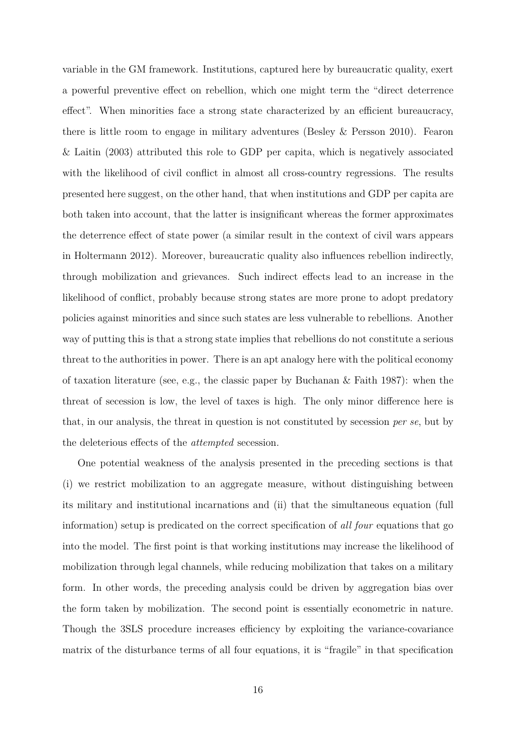variable in the GM framework. Institutions, captured here by bureaucratic quality, exert a powerful preventive effect on rebellion, which one might term the "direct deterrence effect". When minorities face a strong state characterized by an efficient bureaucracy, there is little room to engage in military adventures (Besley & Persson 2010). Fearon & Laitin (2003) attributed this role to GDP per capita, which is negatively associated with the likelihood of civil conflict in almost all cross-country regressions. The results presented here suggest, on the other hand, that when institutions and GDP per capita are both taken into account, that the latter is insignificant whereas the former approximates the deterrence effect of state power (a similar result in the context of civil wars appears in Holtermann 2012). Moreover, bureaucratic quality also influences rebellion indirectly, through mobilization and grievances. Such indirect effects lead to an increase in the likelihood of conflict, probably because strong states are more prone to adopt predatory policies against minorities and since such states are less vulnerable to rebellions. Another way of putting this is that a strong state implies that rebellions do not constitute a serious threat to the authorities in power. There is an apt analogy here with the political economy of taxation literature (see, e.g., the classic paper by Buchanan & Faith 1987): when the threat of secession is low, the level of taxes is high. The only minor difference here is that, in our analysis, the threat in question is not constituted by secession *per se*, but by the deleterious effects of the *attempted* secession.

One potential weakness of the analysis presented in the preceding sections is that (i) we restrict mobilization to an aggregate measure, without distinguishing between its military and institutional incarnations and (ii) that the simultaneous equation (full information) setup is predicated on the correct specification of *all four* equations that go into the model. The first point is that working institutions may increase the likelihood of mobilization through legal channels, while reducing mobilization that takes on a military form. In other words, the preceding analysis could be driven by aggregation bias over the form taken by mobilization. The second point is essentially econometric in nature. Though the 3SLS procedure increases efficiency by exploiting the variance-covariance matrix of the disturbance terms of all four equations, it is "fragile" in that specification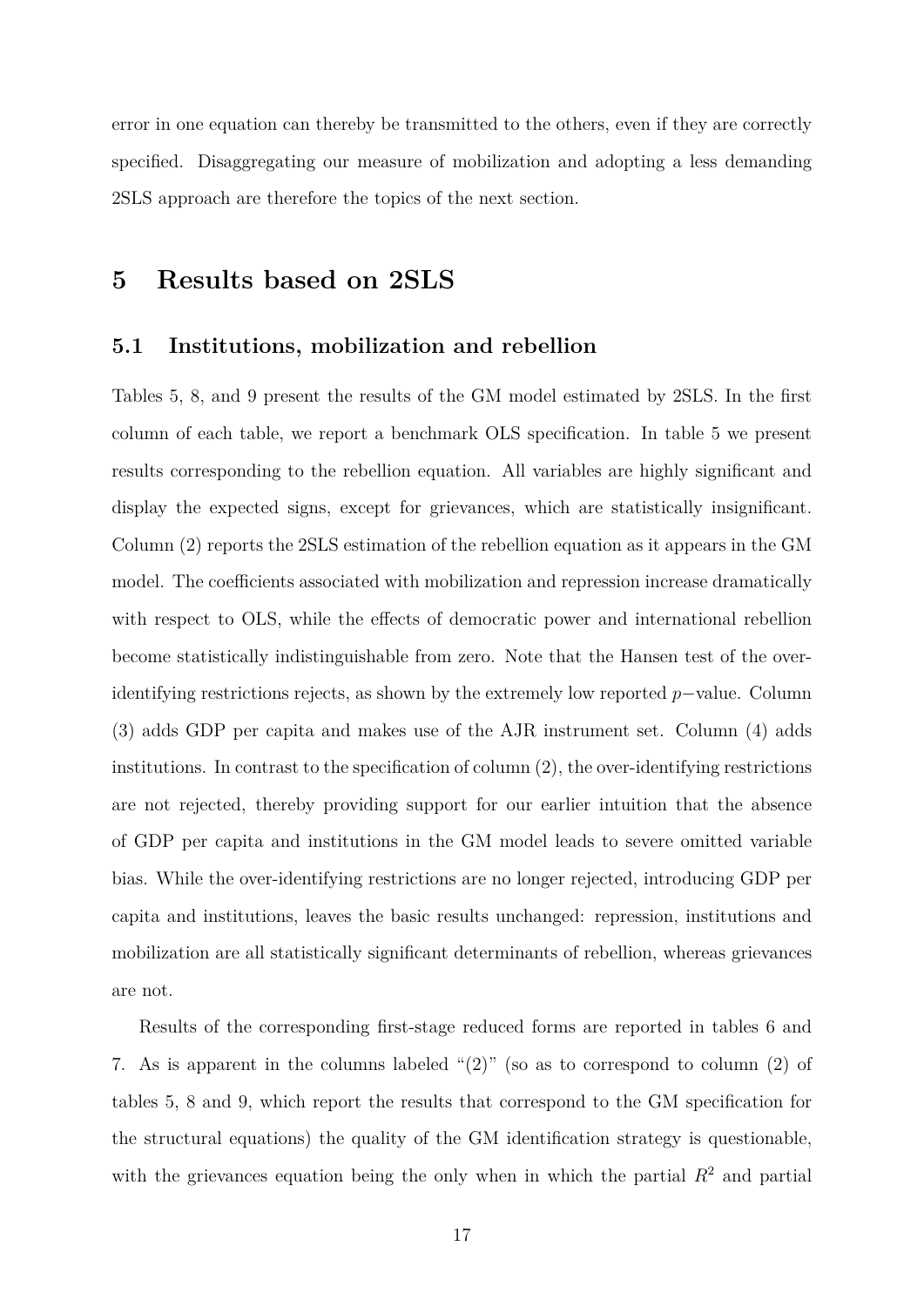error in one equation can thereby be transmitted to the others, even if they are correctly specified. Disaggregating our measure of mobilization and adopting a less demanding 2SLS approach are therefore the topics of the next section.

# 5 Results based on 2SLS

## 5.1 Institutions, mobilization and rebellion

Tables 5, 8, and 9 present the results of the GM model estimated by 2SLS. In the first column of each table, we report a benchmark OLS specification. In table 5 we present results corresponding to the rebellion equation. All variables are highly significant and display the expected signs, except for grievances, which are statistically insignificant. Column (2) reports the 2SLS estimation of the rebellion equation as it appears in the GM model. The coefficients associated with mobilization and repression increase dramatically with respect to OLS, while the effects of democratic power and international rebellion become statistically indistinguishable from zero. Note that the Hansen test of the over-identifying restrictions rejects, as shown by the extremely low reported $p-$value. Column (3) adds GDP per capita and makes use of the AJR instrument set. Column (4) adds institutions. In contrast to the specification of column (2), the over-identifying restrictions are not rejected, thereby providing support for our earlier intuition that the absence of GDP per capita and institutions in the GM model leads to severe omitted variable bias. While the over-identifying restrictions are no longer rejected, introducing GDP per capita and institutions, leaves the basic results unchanged: repression, institutions and mobilization are all statistically significant determinants of rebellion, whereas grievances are not.

Results of the corresponding first-stage reduced forms are reported in tables 6 and 7. As is apparent in the columns labeled "(2)" (so as to correspond to column (2) of tables 5, 8 and 9, which report the results that correspond to the GM specification for the structural equations) the quality of the GM identification strategy is questionable, with the grievances equation being the only when in which the partial $R^2$ and partial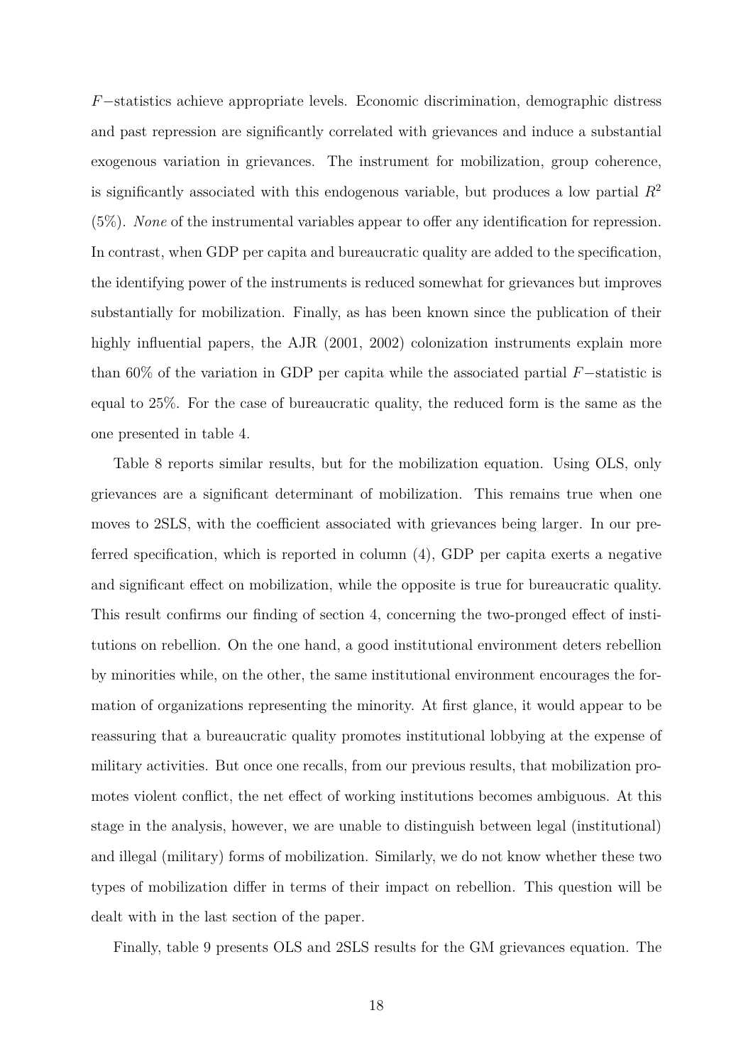$F-$statistics achieve appropriate levels. Economic discrimination, demographic distress and past repression are significantly correlated with grievances and induce a substantial exogenous variation in grievances. The instrument for mobilization, group coherence, is significantly associated with this endogenous variable, but produces a low partial $R^2$ (5%). *None* of the instrumental variables appear to offer any identification for repression. In contrast, when GDP per capita and bureaucratic quality are added to the specification, the identifying power of the instruments is reduced somewhat for grievances but improves substantially for mobilization. Finally, as has been known since the publication of their highly influential papers, the AJR (2001, 2002) colonization instruments explain more than 60% of the variation in GDP per capita while the associated partial $F-$statistic is equal to 25%. For the case of bureaucratic quality, the reduced form is the same as the one presented in table 4.

Table 8 reports similar results, but for the mobilization equation. Using OLS, only grievances are a significant determinant of mobilization. This remains true when one moves to 2SLS, with the coefficient associated with grievances being larger. In our preferred specification, which is reported in column (4), GDP per capita exerts a negative and significant effect on mobilization, while the opposite is true for bureaucratic quality. This result confirms our finding of section 4, concerning the two-pronged effect of institutions on rebellion. On the one hand, a good institutional environment deters rebellion by minorities while, on the other, the same institutional environment encourages the formation of organizations representing the minority. At first glance, it would appear to be reassuring that a bureaucratic quality promotes institutional lobbying at the expense of military activities. But once one recalls, from our previous results, that mobilization promotes violent conflict, the net effect of working institutions becomes ambiguous. At this stage in the analysis, however, we are unable to distinguish between legal (institutional) and illegal (military) forms of mobilization. Similarly, we do not know whether these two types of mobilization differ in terms of their impact on rebellion. This question will be dealt with in the last section of the paper.

Finally, table 9 presents OLS and 2SLS results for the GM grievances equation. The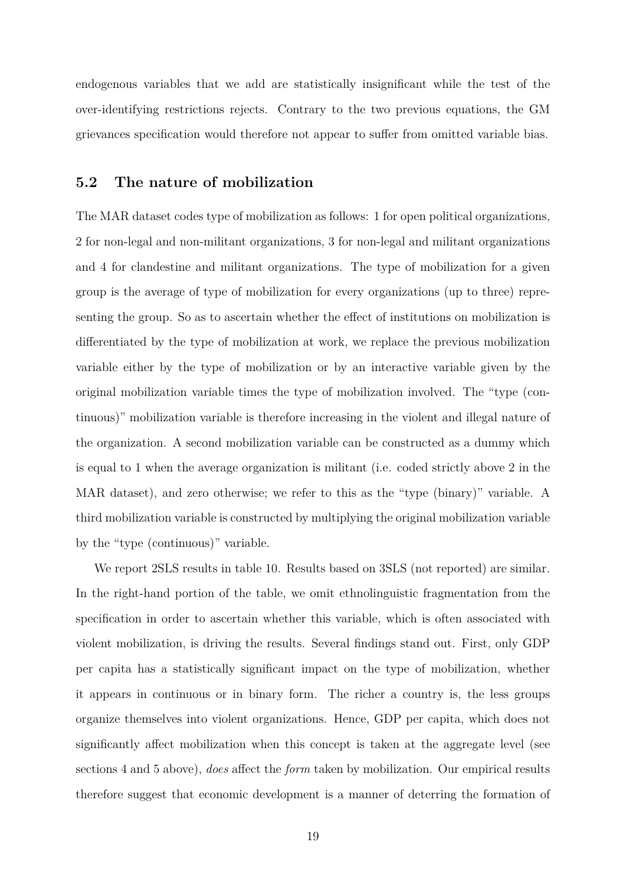endogenous variables that we add are statistically insignificant while the test of the over-identifying restrictions rejects. Contrary to the two previous equations, the GM grievances specification would therefore not appear to suffer from omitted variable bias.

## 5.2 The nature of mobilization

The MAR dataset codes type of mobilization as follows: 1 for open political organizations, 2 for non-legal and non-militant organizations, 3 for non-legal and militant organizations and 4 for clandestine and militant organizations. The type of mobilization for a given group is the average of type of mobilization for every organizations (up to three) representing the group. So as to ascertain whether the effect of institutions on mobilization is differentiated by the type of mobilization at work, we replace the previous mobilization variable either by the type of mobilization or by an interactive variable given by the original mobilization variable times the type of mobilization involved. The "type (continuous)" mobilization variable is therefore increasing in the violent and illegal nature of the organization. A second mobilization variable can be constructed as a dummy which is equal to 1 when the average organization is militant (i.e. coded strictly above 2 in the MAR dataset), and zero otherwise; we refer to this as the "type (binary)" variable. A third mobilization variable is constructed by multiplying the original mobilization variable by the "type (continuous)" variable.

We report 2SLS results in table 10. Results based on 3SLS (not reported) are similar. In the right-hand portion of the table, we omit ethnolinguistic fragmentation from the specification in order to ascertain whether this variable, which is often associated with violent mobilization, is driving the results. Several findings stand out. First, only GDP per capita has a statistically significant impact on the type of mobilization, whether it appears in continuous or in binary form. The richer a country is, the less groups organize themselves into violent organizations. Hence, GDP per capita, which does not significantly affect mobilization when this concept is taken at the aggregate level (see sections 4 and 5 above), *does* affect the *form* taken by mobilization. Our empirical results therefore suggest that economic development is a manner of deterring the formation of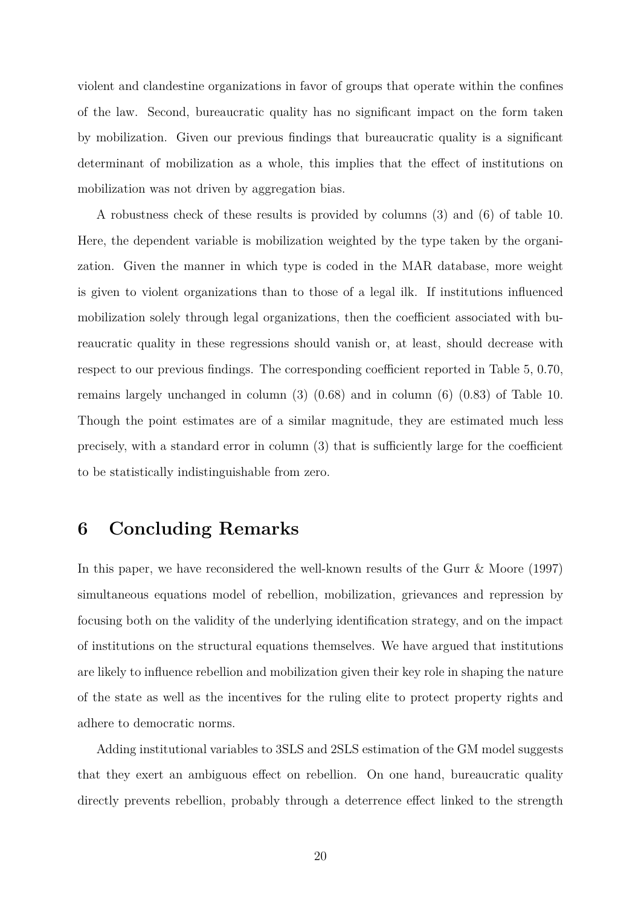violent and clandestine organizations in favor of groups that operate within the confines of the law. Second, bureaucratic quality has no significant impact on the form taken by mobilization. Given our previous findings that bureaucratic quality is a significant determinant of mobilization as a whole, this implies that the effect of institutions on mobilization was not driven by aggregation bias.

A robustness check of these results is provided by columns (3) and (6) of table 10. Here, the dependent variable is mobilization weighted by the type taken by the organization. Given the manner in which type is coded in the MAR database, more weight is given to violent organizations than to those of a legal ilk. If institutions influenced mobilization solely through legal organizations, then the coefficient associated with bureaucratic quality in these regressions should vanish or, at least, should decrease with respect to our previous findings. The corresponding coefficient reported in Table 5, 0.70, remains largely unchanged in column (3) (0.68) and in column (6) (0.83) of Table 10. Though the point estimates are of a similar magnitude, they are estimated much less precisely, with a standard error in column (3) that is sufficiently large for the coefficient to be statistically indistinguishable from zero.

# 6 Concluding Remarks

In this paper, we have reconsidered the well-known results of the Gurr & Moore (1997) simultaneous equations model of rebellion, mobilization, grievances and repression by focusing both on the validity of the underlying identification strategy, and on the impact of institutions on the structural equations themselves. We have argued that institutions are likely to influence rebellion and mobilization given their key role in shaping the nature of the state as well as the incentives for the ruling elite to protect property rights and adhere to democratic norms.

Adding institutional variables to 3SLS and 2SLS estimation of the GM model suggests that they exert an ambiguous effect on rebellion. On one hand, bureaucratic quality directly prevents rebellion, probably through a deterrence effect linked to the strength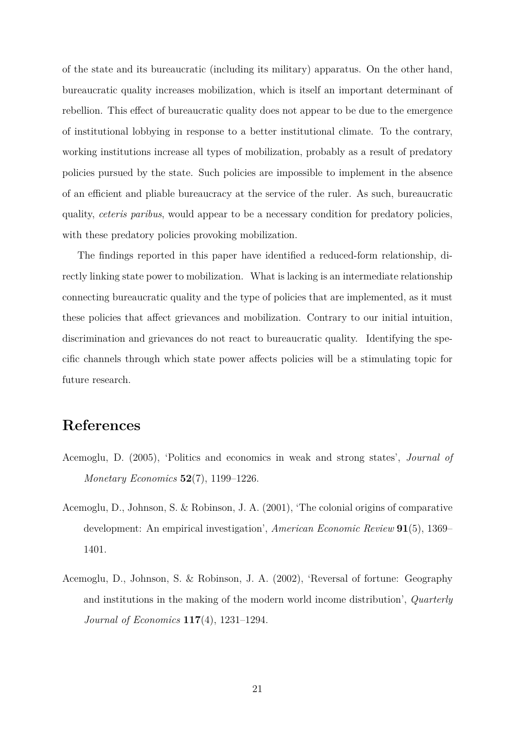of the state and its bureaucratic (including its military) apparatus. On the other hand, bureaucratic quality increases mobilization, which is itself an important determinant of rebellion. This effect of bureaucratic quality does not appear to be due to the emergence of institutional lobbying in response to a better institutional climate. To the contrary, working institutions increase all types of mobilization, probably as a result of predatory policies pursued by the state. Such policies are impossible to implement in the absence of an efficient and pliable bureaucracy at the service of the ruler. As such, bureaucratic quality, *ceteris paribus*, would appear to be a necessary condition for predatory policies, with these predatory policies provoking mobilization.

The findings reported in this paper have identified a reduced-form relationship, directly linking state power to mobilization. What is lacking is an intermediate relationship connecting bureaucratic quality and the type of policies that are implemented, as it must these policies that affect grievances and mobilization. Contrary to our initial intuition, discrimination and grievances do not react to bureaucratic quality. Identifying the specific channels through which state power affects policies will be a stimulating topic for future research.

# References

Acemoglu, D. (2005), 'Politics and economics in weak and strong states', *Journal of Monetary Economics* **52**(7), 1199–1226.

Acemoglu, D., Johnson, S. & Robinson, J. A. (2001), 'The colonial origins of comparative development: An empirical investigation', *American Economic Review* **91**(5), 1369–1401.

Acemoglu, D., Johnson, S. & Robinson, J. A. (2002), 'Reversal of fortune: Geography and institutions in the making of the modern world income distribution', *Quarterly Journal of Economics* **117**(4), 1231–1294.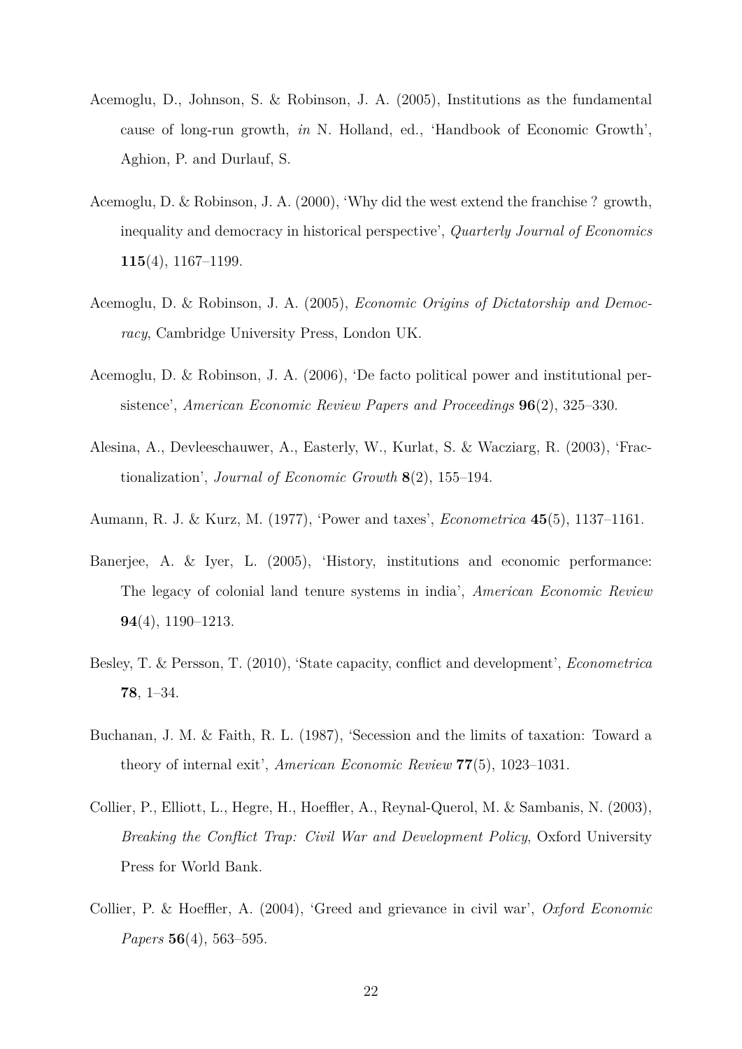Acemoglu, D., Johnson, S. & Robinson, J. A. (2005), Institutions as the fundamental cause of long-run growth, *in* N. Holland, ed., 'Handbook of Economic Growth', Aghion, P. and Durlauf, S.

Acemoglu, D. & Robinson, J. A. (2000), 'Why did the west extend the franchise ? growth, inequality and democracy in historical perspective', *Quarterly Journal of Economics* **115**(4), 1167–1199.

Acemoglu, D. & Robinson, J. A. (2005), *Economic Origins of Dictatorship and Democracy*, Cambridge University Press, London UK.

Acemoglu, D. & Robinson, J. A. (2006), 'De facto political power and institutional persistence', *American Economic Review Papers and Proceedings* **96**(2), 325–330.

Alesina, A., Devleeschauwer, A., Easterly, W., Kurlat, S. & Wacziarg, R. (2003), 'Fractionalization', *Journal of Economic Growth* **8**(2), 155–194.

Aumann, R. J. & Kurz, M. (1977), 'Power and taxes', *Econometrica* **45**(5), 1137–1161.

Banerjee, A. & Iyer, L. (2005), 'History, institutions and economic performance: The legacy of colonial land tenure systems in india', *American Economic Review* **94**(4), 1190–1213.

Besley, T. & Persson, T. (2010), 'State capacity, conflict and development', *Econometrica* **78**, 1–34.

Buchanan, J. M. & Faith, R. L. (1987), 'Secession and the limits of taxation: Toward a theory of internal exit', *American Economic Review* **77**(5), 1023–1031.

Collier, P., Elliott, L., Hegre, H., Hoeffler, A., Reynal-Querol, M. & Sambanis, N. (2003), *Breaking the Conflict Trap: Civil War and Development Policy*, Oxford University Press for World Bank.

Collier, P. & Hoeffler, A. (2004), 'Greed and grievance in civil war', *Oxford Economic Papers* **56**(4), 563–595.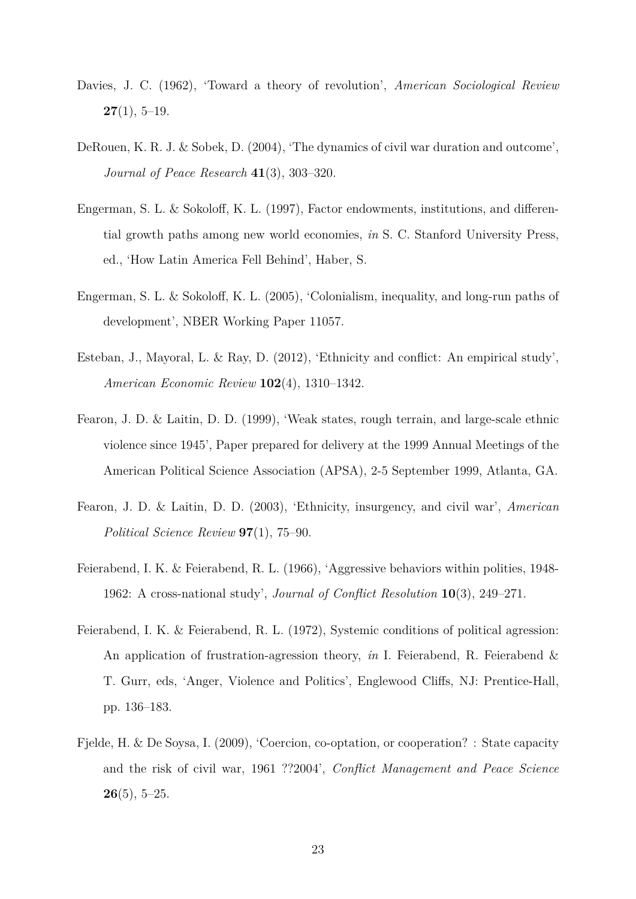Davies, J. C. (1962), 'Toward a theory of revolution', *American Sociological Review* **27**(1), 5–19.

DeRouen, K. R. J. & Sobek, D. (2004), 'The dynamics of civil war duration and outcome', *Journal of Peace Research* **41**(3), 303–320.

Engerman, S. L. & Sokoloff, K. L. (1997), Factor endowments, institutions, and differential growth paths among new world economies, *in* S. C. Stanford University Press, ed., 'How Latin America Fell Behind', Haber, S.

Engerman, S. L. & Sokoloff, K. L. (2005), 'Colonialism, inequality, and long-run paths of development', NBER Working Paper 11057.

Esteban, J., Mayoral, L. & Ray, D. (2012), 'Ethnicity and conflict: An empirical study', *American Economic Review* **102**(4), 1310–1342.

Fearon, J. D. & Laitin, D. D. (1999), 'Weak states, rough terrain, and large-scale ethnic violence since 1945', Paper prepared for delivery at the 1999 Annual Meetings of the American Political Science Association (APSA), 2-5 September 1999, Atlanta, GA.

Fearon, J. D. & Laitin, D. D. (2003), 'Ethnicity, insurgency, and civil war', *American Political Science Review* **97**(1), 75–90.

Feierabend, I. K. & Feierabend, R. L. (1966), 'Aggressive behaviors within polities, 1948-1962: A cross-national study', *Journal of Conflict Resolution* **10**(3), 249–271.

Feierabend, I. K. & Feierabend, R. L. (1972), Systemic conditions of political agression: An application of frustration-agression theory, *in* I. Feierabend, R. Feierabend & T. Gurr, eds, 'Anger, Violence and Politics', Englewood Cliffs, NJ: Prentice-Hall, pp. 136–183.

Fjelde, H. & De Soysa, I. (2009), 'Coercion, co-optation, or cooperation? : State capacity and the risk of civil war, 1961 ??2004', *Conflict Management and Peace Science* **26**(5), 5–25.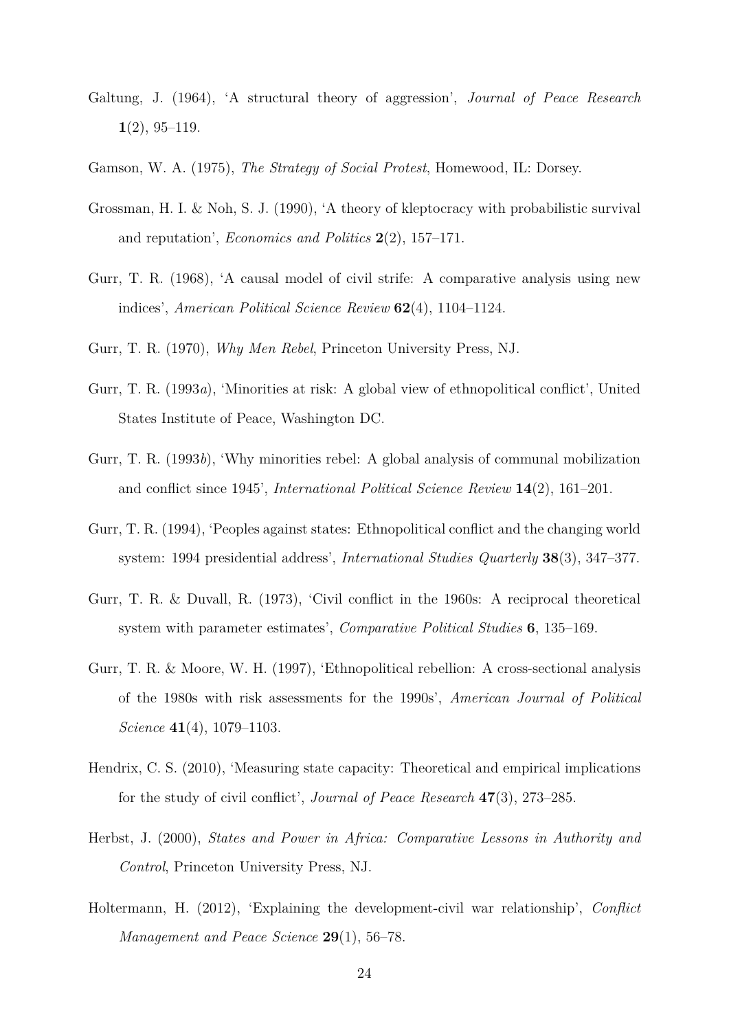Galtung, J. (1964), 'A structural theory of aggression', *Journal of Peace Research* **1**(2), 95–119.

Gamson, W. A. (1975), *The Strategy of Social Protest*, Homewood, IL: Dorsey.

Grossman, H. I. & Noh, S. J. (1990), 'A theory of kleptocracy with probabilistic survival and reputation', *Economics and Politics* **2**(2), 157–171.

Gurr, T. R. (1968), 'A causal model of civil strife: A comparative analysis using new indices', *American Political Science Review* **62**(4), 1104–1124.

Gurr, T. R. (1970), *Why Men Rebel*, Princeton University Press, NJ.

Gurr, T. R. (1993*a*), 'Minorities at risk: A global view of ethnopolitical conflict', United States Institute of Peace, Washington DC.

Gurr, T. R. (1993*b*), 'Why minorities rebel: A global analysis of communal mobilization and conflict since 1945', *International Political Science Review* **14**(2), 161–201.

Gurr, T. R. (1994), 'Peoples against states: Ethnopolitical conflict and the changing world system: 1994 presidential address', *International Studies Quarterly* **38**(3), 347–377.

Gurr, T. R. & Duvall, R. (1973), 'Civil conflict in the 1960s: A reciprocal theoretical system with parameter estimates', *Comparative Political Studies* **6**, 135–169.

Gurr, T. R. & Moore, W. H. (1997), 'Ethnopolitical rebellion: A cross-sectional analysis of the 1980s with risk assessments for the 1990s', *American Journal of Political Science* **41**(4), 1079–1103.

Hendrix, C. S. (2010), 'Measuring state capacity: Theoretical and empirical implications for the study of civil conflict', *Journal of Peace Research* **47**(3), 273–285.

Herbst, J. (2000), *States and Power in Africa: Comparative Lessons in Authority and Control*, Princeton University Press, NJ.

Holtermann, H. (2012), 'Explaining the development-civil war relationship', *Conflict Management and Peace Science* **29**(1), 56–78.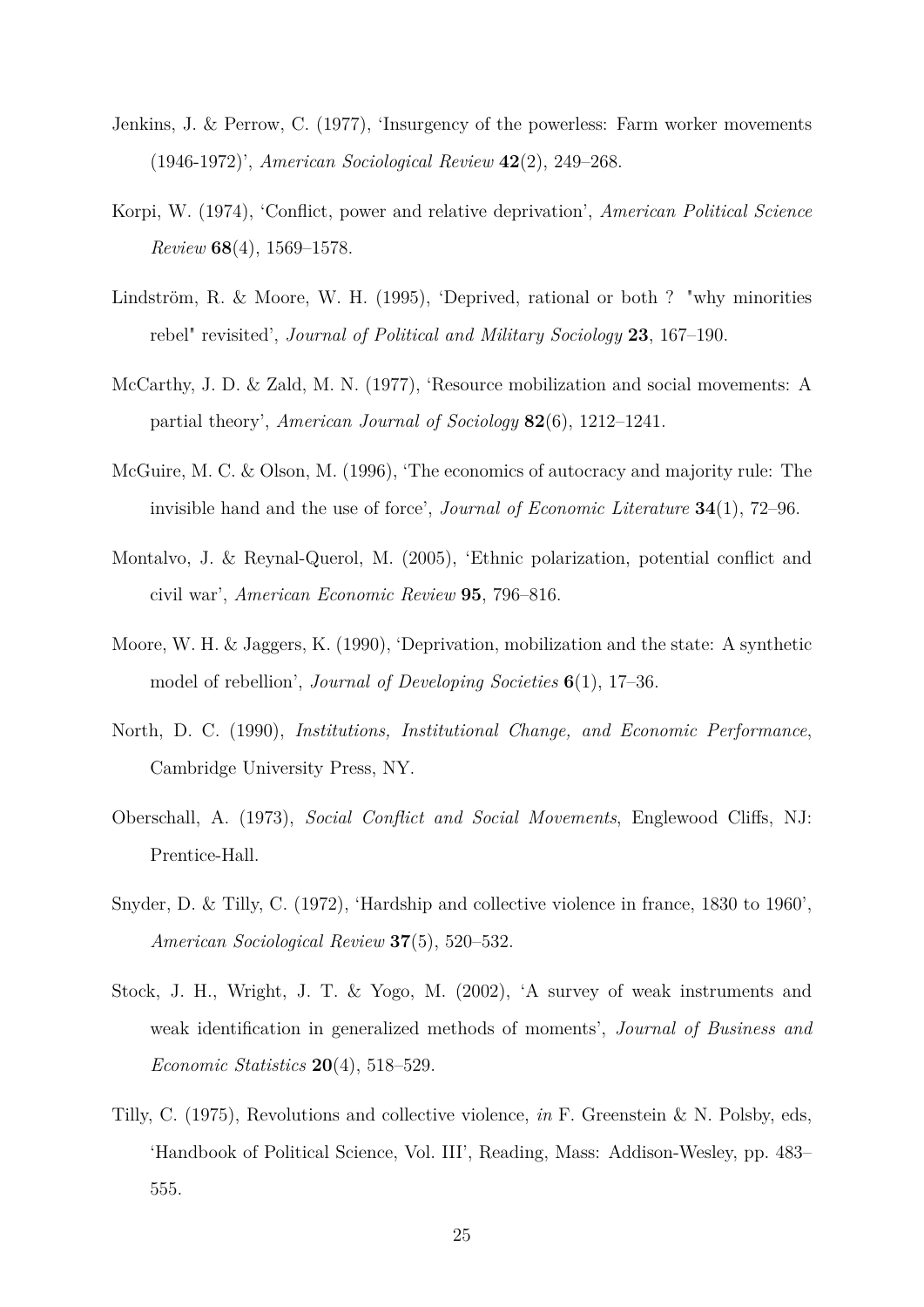Jenkins, J. & Perrow, C. (1977), 'Insurgency of the powerless: Farm worker movements (1946-1972)', *American Sociological Review* **42**(2), 249–268.

Korpi, W. (1974), 'Conflict, power and relative deprivation', *American Political Science Review* **68**(4), 1569–1578.

Lindström, R. & Moore, W. H. (1995), 'Deprived, rational or both ? "why minorities rebel" revisited', *Journal of Political and Military Sociology* **23**, 167–190.

McCarthy, J. D. & Zald, M. N. (1977), 'Resource mobilization and social movements: A partial theory', *American Journal of Sociology* **82**(6), 1212–1241.

McGuire, M. C. & Olson, M. (1996), 'The economics of autocracy and majority rule: The invisible hand and the use of force', *Journal of Economic Literature* **34**(1), 72–96.

Montalvo, J. & Reynal-Querol, M. (2005), 'Ethnic polarization, potential conflict and civil war', *American Economic Review* **95**, 796–816.

Moore, W. H. & Jaggers, K. (1990), 'Deprivation, mobilization and the state: A synthetic model of rebellion', *Journal of Developing Societies* **6**(1), 17–36.

North, D. C. (1990), *Institutions, Institutional Change, and Economic Performance*, Cambridge University Press, NY.

Oberschall, A. (1973), *Social Conflict and Social Movements*, Englewood Cliffs, NJ: Prentice-Hall.

Snyder, D. & Tilly, C. (1972), 'Hardship and collective violence in france, 1830 to 1960', *American Sociological Review* **37**(5), 520–532.

Stock, J. H., Wright, J. T. & Yogo, M. (2002), 'A survey of weak instruments and weak identification in generalized methods of moments', *Journal of Business and Economic Statistics* **20**(4), 518–529.

Tilly, C. (1975), Revolutions and collective violence, *in* F. Greenstein & N. Polsby, eds, 'Handbook of Political Science, Vol. III', Reading, Mass: Addison-Wesley, pp. 483–555.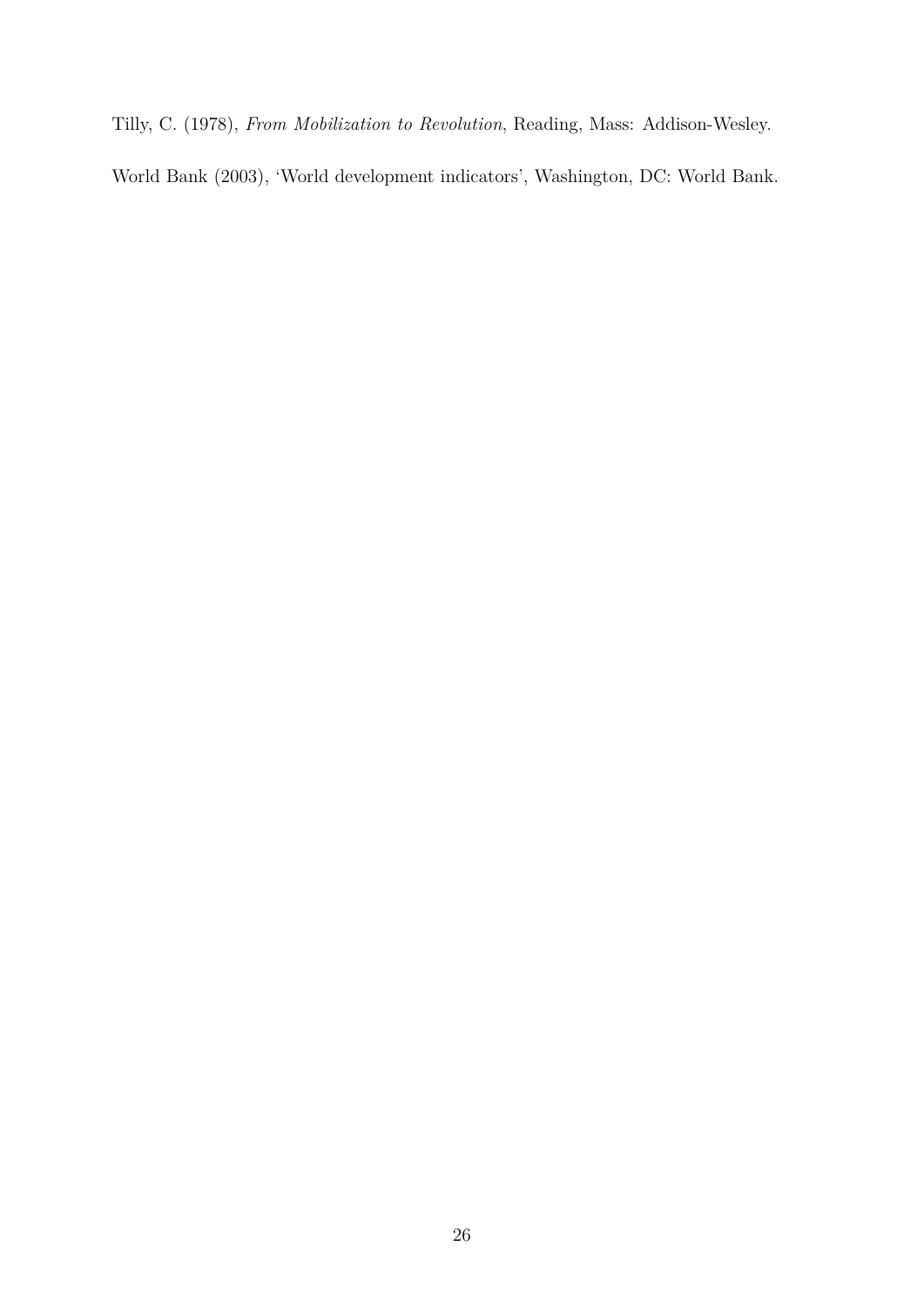Tilly, C. (1978), *From Mobilization to Revolution*, Reading, Mass: Addison-Wesley.

World Bank (2003), 'World development indicators', Washington, DC: World Bank.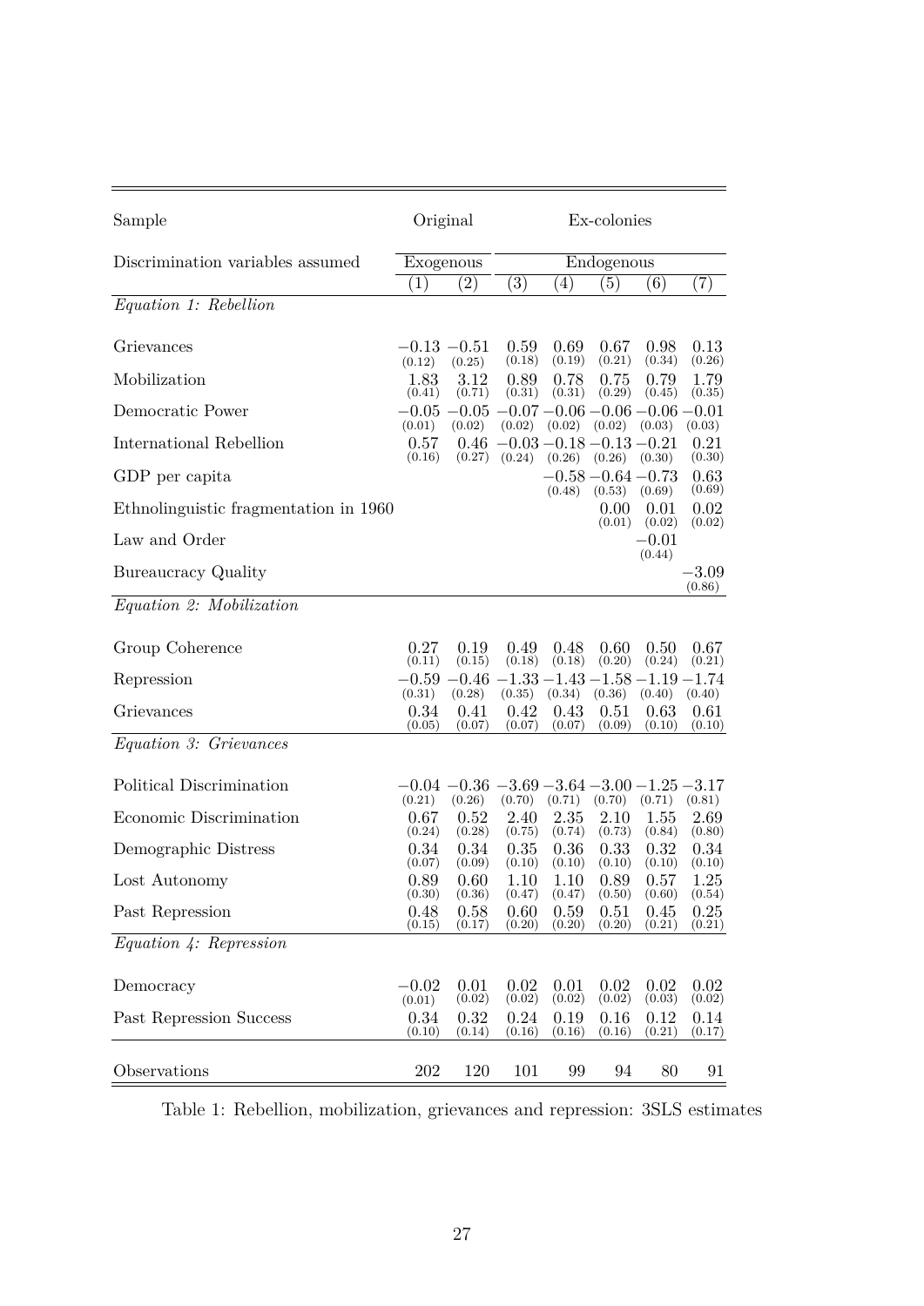| Sample | Original | | Ex-colonies | | | | |
|---|---|---|---|---|---|---|---|
| Discrimination variables assumed | Exogenous | | Endogenous | | | | |
| | (1) | (2) | (3) | (4) | (5) | (6) | (7) |
| *Equation 1: Rebellion* | | | | | | | |
| Grievances | −0.13 (0.12) | −0.51 (0.25) | 0.59 (0.18) | 0.69 (0.19) | 0.67 (0.21) | 0.98 (0.34) | 0.13 (0.26) |
| Mobilization | 1.83 (0.41) | 3.12 (0.71) | 0.89 (0.31) | 0.78 (0.31) | 0.75 (0.29) | 0.79 (0.45) | 1.79 (0.35) |
| Democratic Power | −0.05 (0.01) | −0.05 (0.02) | −0.07 (0.02) | −0.06 (0.02) | −0.06 (0.02) | −0.06 (0.03) | −0.01 (0.03) |
| International Rebellion | 0.57 (0.16) | 0.46 (0.27) | −0.03 (0.24) | −0.18 (0.26) | −0.13 (0.26) | −0.21 (0.30) | 0.21 (0.30) |
| GDP per capita | | | | −0.58 (0.48) | −0.64 (0.53) | −0.73 (0.69) | 0.63 (0.69) |
| Ethnolinguistic fragmentation in 1960 | | | | | 0.00 (0.01) | 0.01 (0.02) | 0.02 (0.02) |
| Law and Order | | | | | | −0.01 (0.44) | |
| Bureaucracy Quality | | | | | | | −3.09 (0.86) |
| *Equation 2: Mobilization* | | | | | | | |
| Group Coherence | 0.27 (0.11) | 0.19 (0.15) | 0.49 (0.18) | 0.48 (0.18) | 0.60 (0.20) | 0.50 (0.24) | 0.67 (0.21) |
| Repression | −0.59 (0.31) | −0.46 (0.28) | −1.33 (0.35) | −1.43 (0.34) | −1.58 (0.36) | −1.19 (0.40) | −1.74 (0.40) |
| Grievances | 0.34 (0.05) | 0.41 (0.07) | 0.42 (0.07) | 0.43 (0.07) | 0.51 (0.09) | 0.63 (0.10) | 0.61 (0.10) |
| *Equation 3: Grievances* | | | | | | | |
| Political Discrimination | −0.04 (0.21) | −0.36 (0.26) | −3.69 (0.70) | −3.64 (0.71) | −3.00 (0.70) | −1.25 (0.71) | −3.17 (0.81) |
| Economic Discrimination | 0.67 (0.24) | 0.52 (0.28) | 2.40 (0.75) | 2.35 (0.74) | 2.10 (0.73) | 1.55 (0.84) | 2.69 (0.80) |
| Demographic Distress | 0.34 (0.07) | 0.34 (0.09) | 0.35 (0.10) | 0.36 (0.10) | 0.33 (0.10) | 0.32 (0.10) | 0.34 (0.10) |
| Lost Autonomy | 0.89 (0.30) | 0.60 (0.36) | 1.10 (0.47) | 1.10 (0.47) | 0.89 (0.50) | 0.57 (0.60) | 1.25 (0.54) |
| Past Repression | 0.48 (0.15) | 0.58 (0.17) | 0.60 (0.20) | 0.59 (0.20) | 0.51 (0.20) | 0.45 (0.21) | 0.25 (0.21) |
| *Equation 4: Repression* | | | | | | | |
| Democracy | −0.02 (0.01) | 0.01 (0.02) | 0.02 (0.02) | 0.01 (0.02) | 0.02 (0.02) | 0.02 (0.03) | 0.02 (0.02) |
| Past Repression Success | 0.34 (0.10) | 0.32 (0.14) | 0.24 (0.16) | 0.19 (0.16) | 0.16 (0.16) | 0.12 (0.21) | 0.14 (0.17) |
| Observations | 202 | 120 | 101 | 99 | 94 | 80 | 91 |

Table 1: Rebellion, mobilization, grievances and repression: 3SLS estimates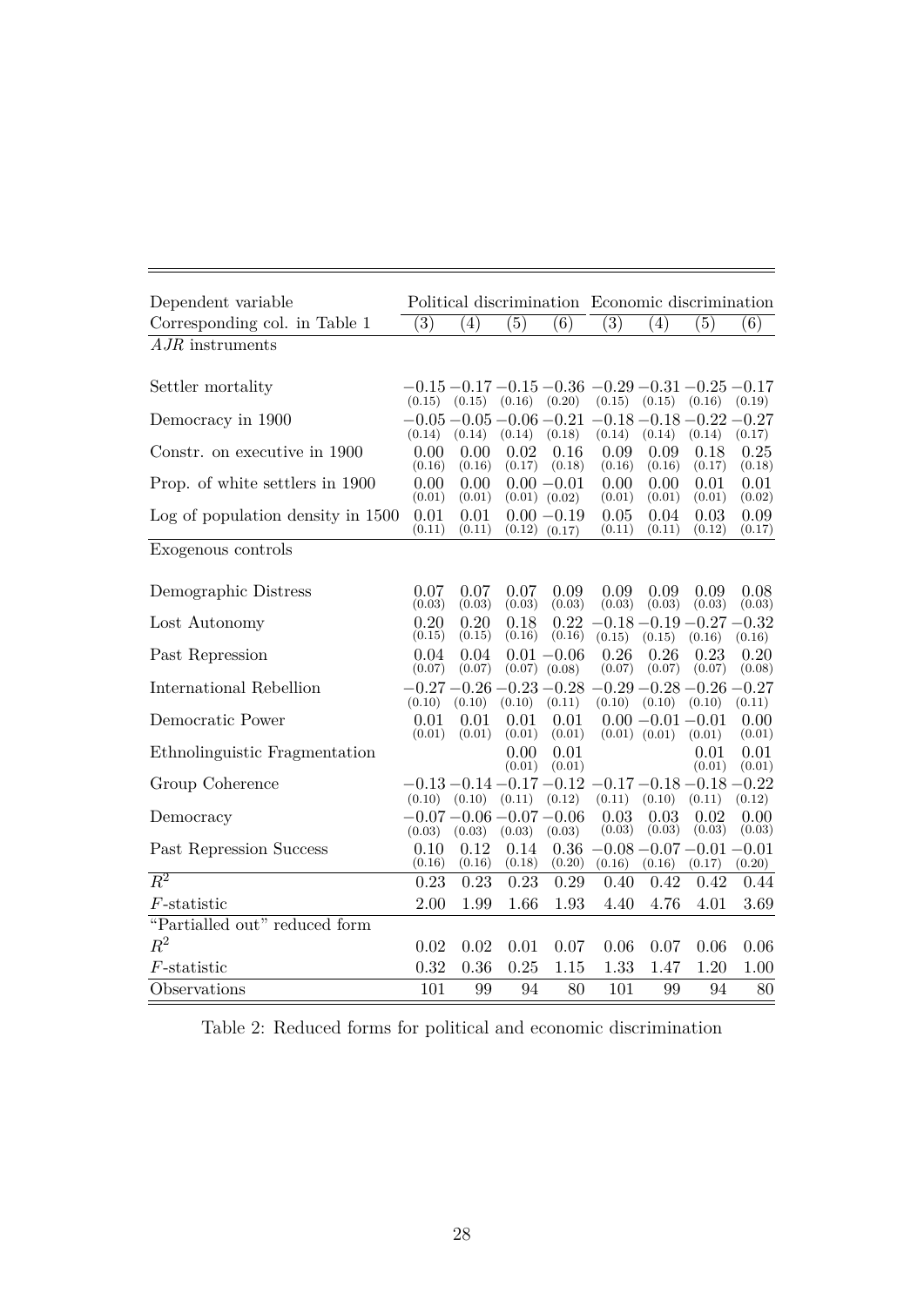| Dependent variable | Political discrimination | | | | Economic discrimination | | | |
|---|---|---|---|---|---|---|---|---|
| Corresponding col. in Table 1 | (3) | (4) | (5) | (6) | (3) | (4) | (5) | (6) |
| *AJR* instruments | | | | | | | | |
| Settler mortality | −0.15 (0.15) | −0.17 (0.15) | −0.15 (0.16) | −0.36 (0.20) | −0.29 (0.15) | −0.31 (0.15) | −0.25 (0.16) | −0.17 (0.19) |
| Democracy in 1900 | −0.05 (0.14) | −0.05 (0.14) | −0.06 (0.14) | −0.21 (0.18) | −0.18 (0.14) | −0.18 (0.14) | −0.22 (0.14) | −0.27 (0.17) |
| Constr. on executive in 1900 | 0.00 (0.16) | 0.00 (0.16) | 0.02 (0.17) | 0.16 (0.18) | 0.09 (0.16) | 0.09 (0.16) | 0.18 (0.17) | 0.25 (0.18) |
| Prop. of white settlers in 1900 | 0.00 (0.01) | 0.00 (0.01) | 0.00 (0.01) | −0.01 (0.02) | 0.00 (0.01) | 0.00 (0.01) | 0.01 (0.01) | 0.01 (0.02) |
| Log of population density in 1500 | 0.01 (0.11) | 0.01 (0.11) | 0.00 (0.12) | −0.19 (0.17) | 0.05 (0.11) | 0.04 (0.11) | 0.03 (0.12) | 0.09 (0.17) |
| Exogenous controls | | | | | | | | |
| Demographic Distress | 0.07 (0.03) | 0.07 (0.03) | 0.07 (0.03) | 0.09 (0.03) | 0.09 (0.03) | 0.09 (0.03) | 0.09 (0.03) | 0.08 (0.03) |
| Lost Autonomy | 0.20 (0.15) | 0.20 (0.15) | 0.18 (0.16) | 0.22 (0.16) | −0.18 (0.15) | −0.19 (0.15) | −0.27 (0.16) | −0.32 (0.16) |
| Past Repression | 0.04 (0.07) | 0.04 (0.07) | 0.01 (0.07) | −0.06 (0.08) | 0.26 (0.07) | 0.26 (0.07) | 0.23 (0.07) | 0.20 (0.08) |
| International Rebellion | −0.27 (0.10) | −0.26 (0.10) | −0.23 (0.10) | −0.28 (0.11) | −0.29 (0.10) | −0.28 (0.10) | −0.26 (0.10) | −0.27 (0.11) |
| Democratic Power | 0.01 (0.01) | 0.01 (0.01) | 0.01 (0.01) | 0.01 (0.01) | 0.00 (0.01) | −0.01 (0.01) | −0.01 (0.01) | 0.00 (0.01) |
| Ethnolinguistic Fragmentation | | | 0.00 (0.01) | 0.01 (0.01) | | | 0.01 (0.01) | 0.01 (0.01) |
| Group Coherence | −0.13 (0.10) | −0.14 (0.10) | −0.17 (0.11) | −0.12 (0.12) | −0.17 (0.11) | −0.18 (0.10) | −0.18 (0.11) | −0.22 (0.12) |
| Democracy | −0.07 (0.03) | −0.06 (0.03) | −0.07 (0.03) | −0.06 (0.03) | 0.03 (0.03) | 0.03 (0.03) | 0.02 (0.03) | 0.00 (0.03) |
| Past Repression Success | 0.10 (0.16) | 0.12 (0.16) | 0.14 (0.18) | 0.36 (0.20) | −0.08 (0.16) | −0.07 (0.16) | −0.01 (0.17) | −0.01 (0.20) |
| $R^2$ | 0.23 | 0.23 | 0.23 | 0.29 | 0.40 | 0.42 | 0.42 | 0.44 |
| $F$-statistic | 2.00 | 1.99 | 1.66 | 1.93 | 4.40 | 4.76 | 4.01 | 3.69 |
| "Partialled out" reduced form | | | | | | | | |
| $R^2$ | 0.02 | 0.02 | 0.01 | 0.07 | 0.06 | 0.07 | 0.06 | 0.06 |
| $F$-statistic | 0.32 | 0.36 | 0.25 | 1.15 | 1.33 | 1.47 | 1.20 | 1.00 |
| Observations | 101 | 99 | 94 | 80 | 101 | 99 | 94 | 80 |

Table 2: Reduced forms for political and economic discrimination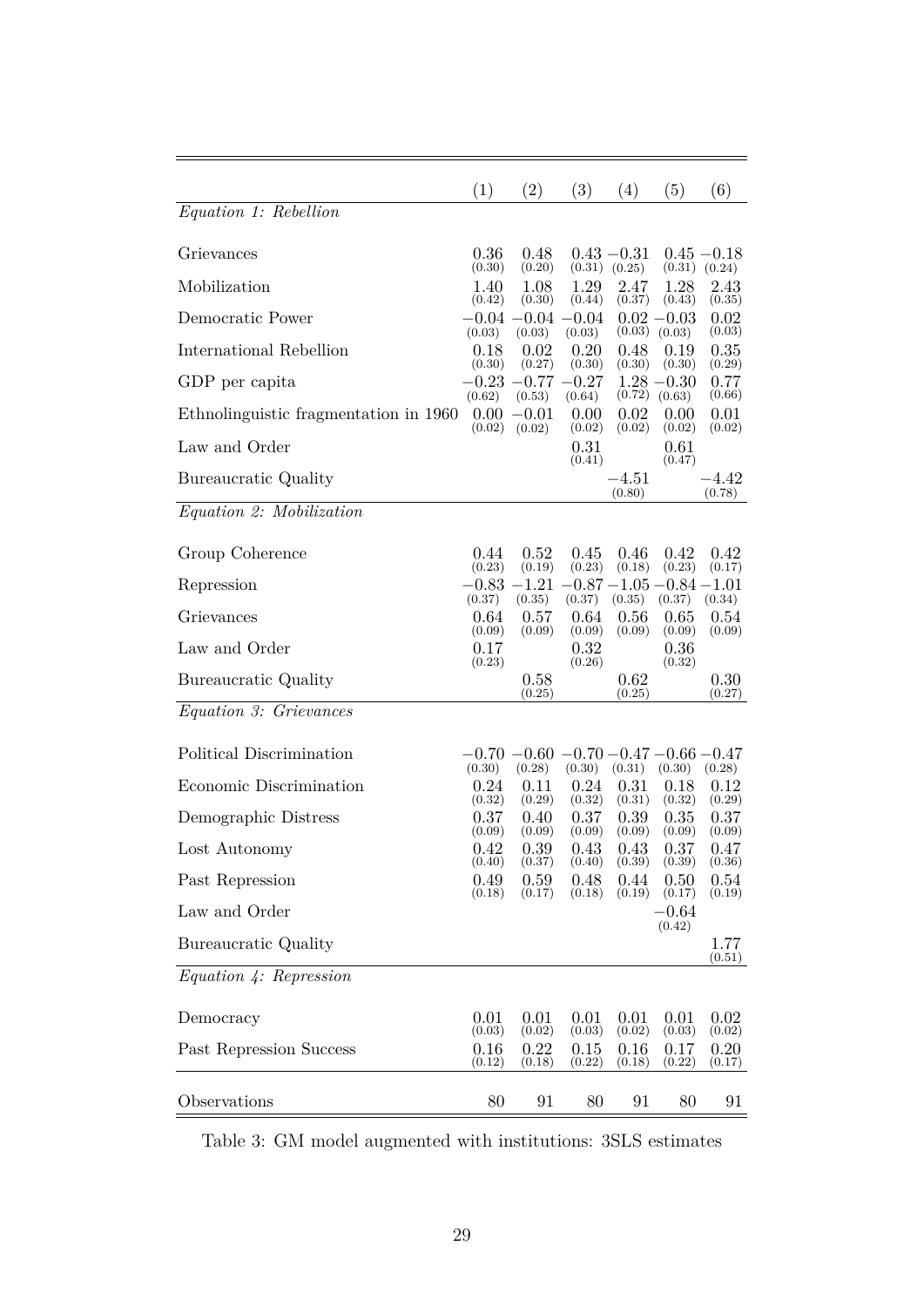| | (1) | (2) | (3) | (4) | (5) | (6) |
|---|---|---|---|---|---|---|
| *Equation 1: Rebellion* | | | | | | |
| Grievances | 0.36 (0.30) | 0.48 (0.20) | 0.43 (0.31) | −0.31 (0.25) | 0.45 (0.31) | −0.18 (0.24) |
| Mobilization | 1.40 (0.42) | 1.08 (0.30) | 1.29 (0.44) | 2.47 (0.37) | 1.28 (0.43) | 2.43 (0.35) |
| Democratic Power | −0.04 (0.03) | −0.04 (0.03) | −0.04 (0.03) | 0.02 (0.03) | −0.03 (0.03) | 0.02 (0.03) |
| International Rebellion | 0.18 (0.30) | 0.02 (0.27) | 0.20 (0.30) | 0.48 (0.30) | 0.19 (0.30) | 0.35 (0.29) |
| GDP per capita | −0.23 (0.62) | −0.77 (0.53) | −0.27 (0.64) | 1.28 (0.72) | −0.30 (0.63) | 0.77 (0.66) |
| Ethnolinguistic fragmentation in 1960 | 0.00 (0.02) | −0.01 (0.02) | 0.00 (0.02) | 0.02 (0.02) | 0.00 (0.02) | 0.01 (0.02) |
| Law and Order | | | 0.31 (0.41) | | 0.61 (0.47) | |
| Bureaucratic Quality | | | | −4.51 (0.80) | | −4.42 (0.78) |
| *Equation 2: Mobilization* | | | | | | |
| Group Coherence | 0.44 (0.23) | 0.52 (0.19) | 0.45 (0.23) | 0.46 (0.18) | 0.42 (0.23) | 0.42 (0.17) |
| Repression | −0.83 (0.37) | −1.21 (0.35) | −0.87 (0.37) | −1.05 (0.35) | −0.84 (0.37) | −1.01 (0.34) |
| Grievances | 0.64 (0.09) | 0.57 (0.09) | 0.64 (0.09) | 0.56 (0.09) | 0.65 (0.09) | 0.54 (0.09) |
| Law and Order | 0.17 (0.23) | | 0.32 (0.26) | | 0.36 (0.32) | |
| Bureaucratic Quality | | 0.58 (0.25) | | 0.62 (0.25) | | 0.30 (0.27) |
| *Equation 3: Grievances* | | | | | | |
| Political Discrimination | −0.70 (0.30) | −0.60 (0.28) | −0.70 (0.30) | −0.47 (0.31) | −0.66 (0.30) | −0.47 (0.28) |
| Economic Discrimination | 0.24 (0.32) | 0.11 (0.29) | 0.24 (0.32) | 0.31 (0.31) | 0.18 (0.32) | 0.12 (0.29) |
| Demographic Distress | 0.37 (0.09) | 0.40 (0.09) | 0.37 (0.09) | 0.39 (0.09) | 0.35 (0.09) | 0.37 (0.09) |
| Lost Autonomy | 0.42 (0.40) | 0.39 (0.37) | 0.43 (0.40) | 0.43 (0.39) | 0.37 (0.39) | 0.47 (0.36) |
| Past Repression | 0.49 (0.18) | 0.59 (0.17) | 0.48 (0.18) | 0.44 (0.19) | 0.50 (0.17) | 0.54 (0.19) |
| Law and Order | | | | | −0.64 (0.42) | |
| Bureaucratic Quality | | | | | | 1.77 (0.51) |
| *Equation 4: Repression* | | | | | | |
| Democracy | 0.01 (0.03) | 0.01 (0.02) | 0.01 (0.03) | 0.01 (0.02) | 0.01 (0.03) | 0.02 (0.02) |
| Past Repression Success | 0.16 (0.12) | 0.22 (0.18) | 0.15 (0.22) | 0.16 (0.18) | 0.17 (0.22) | 0.20 (0.17) |
| Observations | 80 | 91 | 80 | 91 | 80 | 91 |

Table 3: GM model augmented with institutions: 3SLS estimates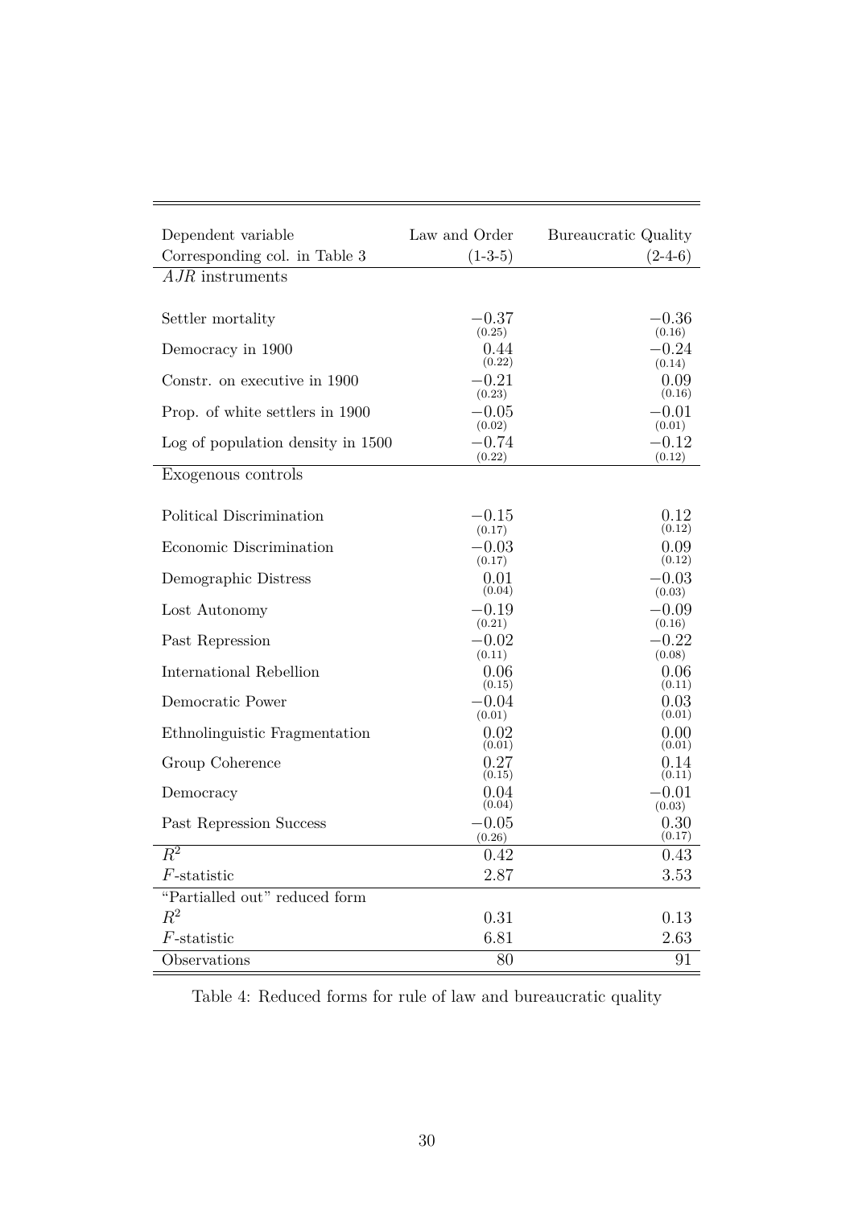| Dependent variable | Law and Order | Bureaucratic Quality |
|---|---|---|
| Corresponding col. in Table 3 | (1-3-5) | (2-4-6) |
| *AJR* instruments | | |
| Settler mortality | −0.37 (0.25) | −0.36 (0.16) |
| Democracy in 1900 | 0.44 (0.22) | −0.24 (0.14) |
| Constr. on executive in 1900 | −0.21 (0.23) | 0.09 (0.16) |
| Prop. of white settlers in 1900 | −0.05 (0.02) | −0.01 (0.01) |
| Log of population density in 1500 | −0.74 (0.22) | −0.12 (0.12) |
| Exogenous controls | | |
| Political Discrimination | −0.15 (0.17) | 0.12 (0.12) |
| Economic Discrimination | −0.03 (0.17) | 0.09 (0.12) |
| Demographic Distress | 0.01 (0.04) | −0.03 (0.03) |
| Lost Autonomy | −0.19 (0.21) | −0.09 (0.16) |
| Past Repression | −0.02 (0.11) | −0.22 (0.08) |
| International Rebellion | 0.06 (0.15) | 0.06 (0.11) |
| Democratic Power | −0.04 (0.01) | 0.03 (0.01) |
| Ethnolinguistic Fragmentation | 0.02 (0.01) | 0.00 (0.01) |
| Group Coherence | 0.27 (0.15) | 0.14 (0.11) |
| Democracy | 0.04 (0.04) | −0.01 (0.03) |
| Past Repression Success | −0.05 (0.26) | 0.30 (0.17) |
| $R^2$ | 0.42 | 0.43 |
| $F$-statistic | 2.87 | 3.53 |
| "Partialled out" reduced form | | |
| $R^2$ | 0.31 | 0.13 |
| $F$-statistic | 6.81 | 2.63 |
| Observations | 80 | 91 |

Table 4: Reduced forms for rule of law and bureaucratic quality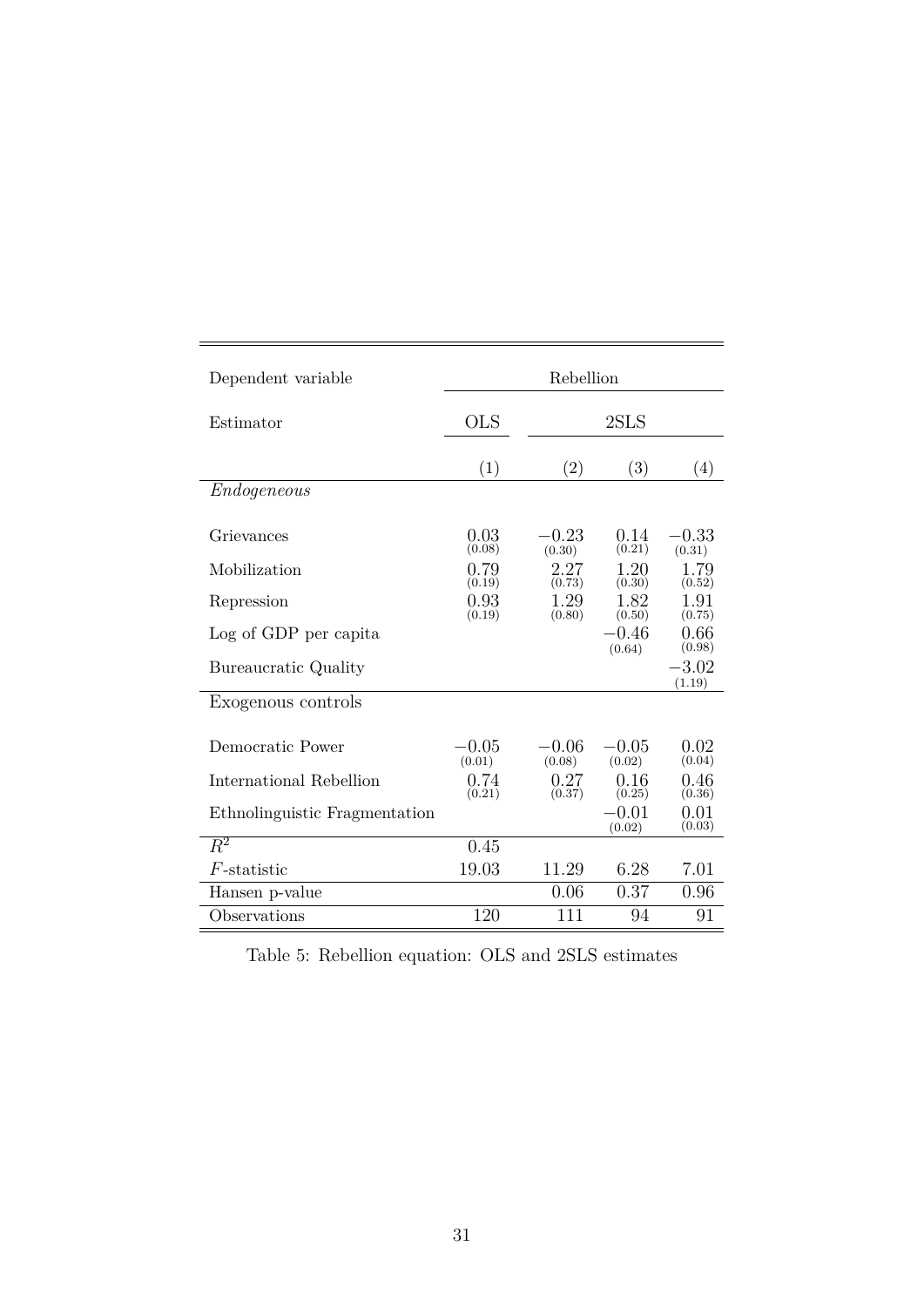| Dependent variable | Rebellion | | | |
|---|---|---|---|---|
| Estimator | OLS | 2SLS | | |
| | (1) | (2) | (3) | (4) |
| *Endogeneous* | | | | |
| Grievances | 0.03 (0.08) | −0.23 (0.30) | 0.14 (0.21) | −0.33 (0.31) |
| Mobilization | 0.79 (0.19) | 2.27 (0.73) | 1.20 (0.30) | 1.79 (0.52) |
| Repression | 0.93 (0.19) | 1.29 (0.80) | 1.82 (0.50) | 1.91 (0.75) |
| Log of GDP per capita | | | −0.46 (0.64) | 0.66 (0.98) |
| Bureaucratic Quality | | | | −3.02 (1.19) |
| Exogenous controls | | | | |
| Democratic Power | −0.05 (0.01) | −0.06 (0.08) | −0.05 (0.02) | 0.02 (0.04) |
| International Rebellion | 0.74 (0.21) | 0.27 (0.37) | 0.16 (0.25) | 0.46 (0.36) |
| Ethnolinguistic Fragmentation | | | −0.01 (0.02) | 0.01 (0.03) |
| $R^2$ | 0.45 | | | |
| $F$-statistic | 19.03 | 11.29 | 6.28 | 7.01 |
| Hansen p-value | | 0.06 | 0.37 | 0.96 |
| Observations | 120 | 111 | 94 | 91 |

Table 5: Rebellion equation: OLS and 2SLS estimates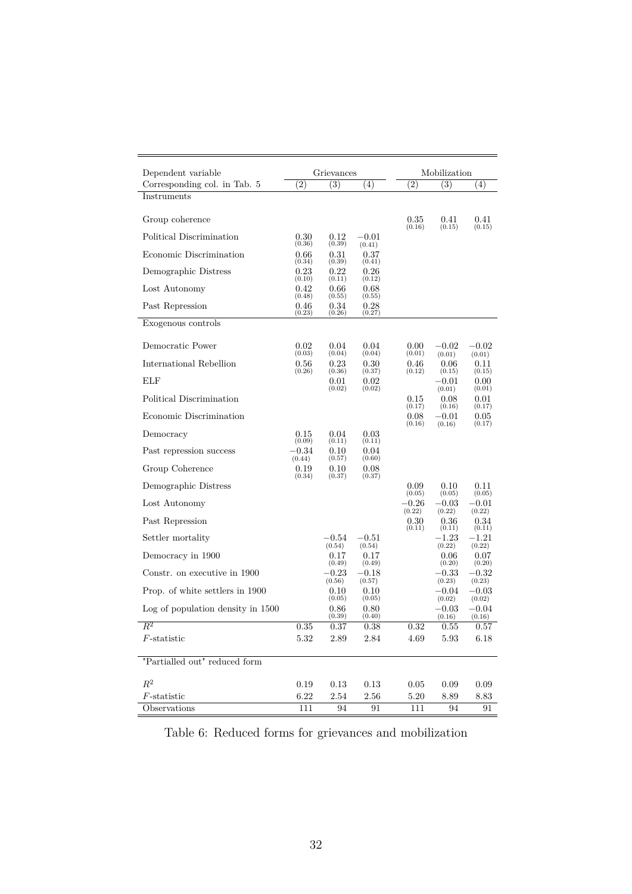| Dependent variable | Grievances | | | Mobilization | | |
|---|---|---|---|---|---|---|
| Corresponding col. in Tab. 5 | (2) | (3) | (4) | (2) | (3) | (4) |
| Instruments | | | | | | |
| Group coherence | | | | 0.35 (0.16) | 0.41 (0.15) | 0.41 (0.15) |
| Political Discrimination | 0.30 (0.36) | 0.12 (0.39) | −0.01 (0.41) | | | |
| Economic Discrimination | 0.66 (0.34) | 0.31 (0.39) | 0.37 (0.41) | | | |
| Demographic Distress | 0.23 (0.10) | 0.22 (0.11) | 0.26 (0.12) | | | |
| Lost Autonomy | 0.42 (0.48) | 0.66 (0.55) | 0.68 (0.55) | | | |
| Past Repression | 0.46 (0.23) | 0.34 (0.26) | 0.28 (0.27) | | | |
| Exogenous controls | | | | | | |
| Democratic Power | 0.02 (0.03) | 0.04 (0.04) | 0.04 (0.04) | 0.00 (0.01) | −0.02 (0.01) | −0.02 (0.01) |
| International Rebellion | 0.56 (0.26) | 0.23 (0.36) | 0.30 (0.37) | 0.46 (0.12) | 0.06 (0.15) | 0.11 (0.15) |
| ELF | | 0.01 (0.02) | 0.02 (0.02) | | −0.01 (0.01) | 0.00 (0.01) |
| Political Discrimination | | | | 0.15 (0.17) | 0.08 (0.16) | 0.01 (0.17) |
| Economic Discrimination | | | | 0.08 (0.16) | −0.01 (0.16) | 0.05 (0.17) |
| Democracy | 0.15 (0.09) | 0.04 (0.11) | 0.03 (0.11) | | | |
| Past repression success | −0.34 (0.44) | 0.10 (0.57) | 0.04 (0.60) | | | |
| Group Coherence | 0.19 (0.34) | 0.10 (0.37) | 0.08 (0.37) | | | |
| Demographic Distress | | | | 0.09 (0.05) | 0.10 (0.05) | 0.11 (0.05) |
| Lost Autonomy | | | | −0.26 (0.22) | −0.03 (0.22) | −0.01 (0.22) |
| Past Repression | | | | 0.30 (0.11) | 0.36 (0.11) | 0.34 (0.11) |
| Settler mortality | | −0.54 (0.54) | −0.51 (0.54) | | −1.23 (0.22) | −1.21 (0.22) |
| Democracy in 1900 | | 0.17 (0.49) | 0.17 (0.49) | | 0.06 (0.20) | 0.07 (0.20) |
| Constr. on executive in 1900 | | −0.23 (0.56) | −0.18 (0.57) | | −0.33 (0.23) | −0.32 (0.23) |
| Prop. of white settlers in 1900 | | 0.10 (0.05) | 0.10 (0.05) | | −0.04 (0.02) | −0.03 (0.02) |
| Log of population density in 1500 | | 0.86 (0.39) | 0.80 (0.40) | | −0.03 (0.16) | −0.04 (0.16) |
| $R^2$ | 0.35 | 0.37 | 0.38 | 0.32 | 0.55 | 0.57 |
| $F$-statistic | 5.32 | 2.89 | 2.84 | 4.69 | 5.93 | 6.18 |
| "Partialled out" reduced form | | | | | | |
| $R^2$ | 0.19 | 0.13 | 0.13 | 0.05 | 0.09 | 0.09 |
| $F$-statistic | 6.22 | 2.54 | 2.56 | 5.20 | 8.89 | 8.83 |
| Observations | 111 | 94 | 91 | 111 | 94 | 91 |

Table 6: Reduced forms for grievances and mobilization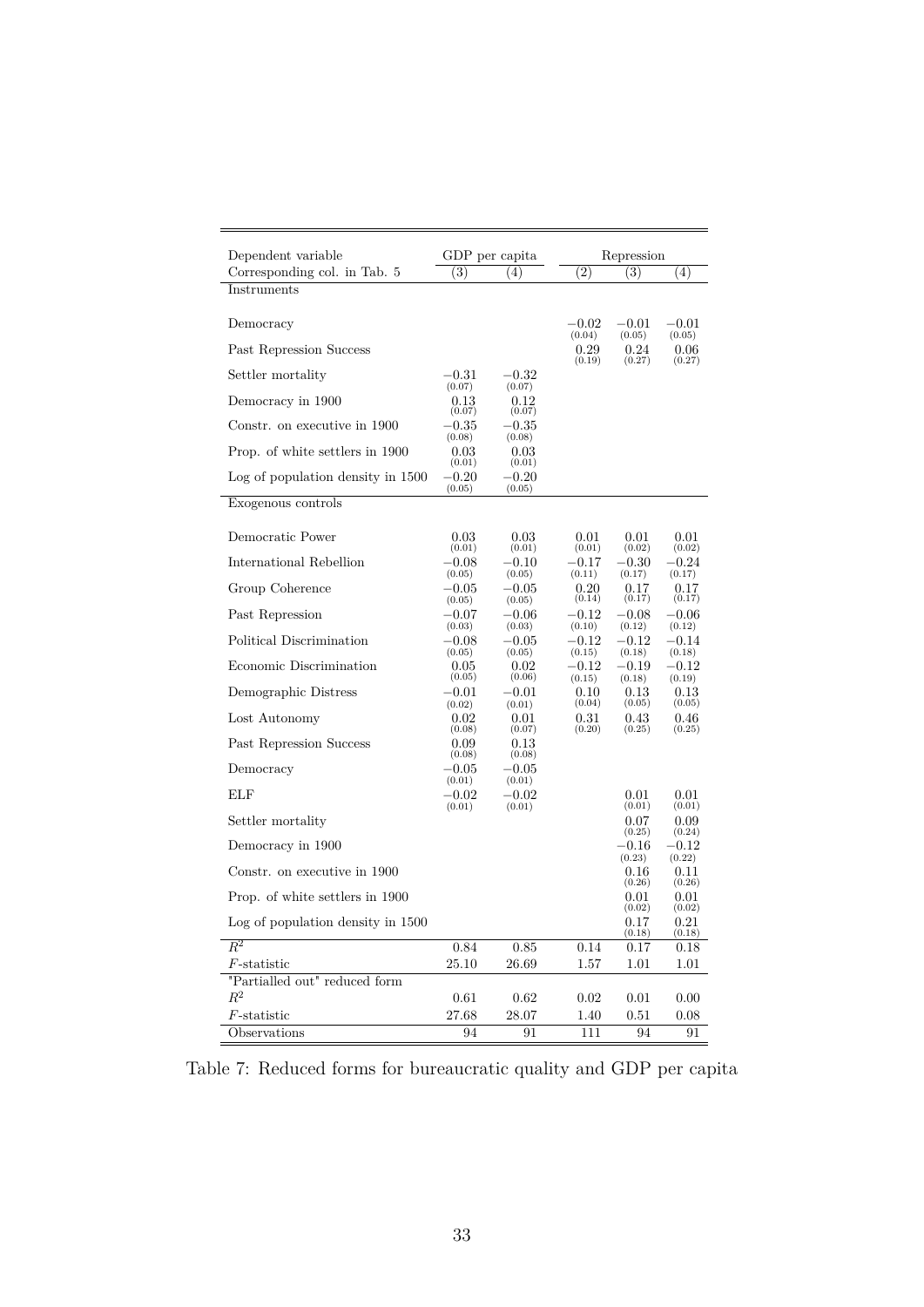| Dependent variable | GDP per capita | | Repression | | |
|---|---|---|---|---|---|
| Corresponding col. in Tab. 5 | (3) | (4) | (2) | (3) | (4) |
| Instruments | | | | | |
| Democracy | | | −0.02 (0.04) | −0.01 (0.05) | −0.01 (0.05) |
| Past Repression Success | | | 0.29 (0.19) | 0.24 (0.27) | 0.06 (0.27) |
| Settler mortality | −0.31 (0.07) | −0.32 (0.07) | | | |
| Democracy in 1900 | 0.13 (0.07) | 0.12 (0.07) | | | |
| Constr. on executive in 1900 | −0.35 (0.08) | −0.35 (0.08) | | | |
| Prop. of white settlers in 1900 | 0.03 (0.01) | 0.03 (0.01) | | | |
| Log of population density in 1500 | −0.20 (0.05) | −0.20 (0.05) | | | |
| Exogenous controls | | | | | |
| Democratic Power | 0.03 (0.01) | 0.03 (0.01) | 0.01 (0.01) | 0.01 (0.02) | 0.01 (0.02) |
| International Rebellion | −0.08 (0.05) | −0.10 (0.05) | −0.17 (0.11) | −0.30 (0.17) | −0.24 (0.17) |
| Group Coherence | −0.05 (0.05) | −0.05 (0.05) | 0.20 (0.14) | 0.17 (0.17) | 0.17 (0.17) |
| Past Repression | −0.07 (0.03) | −0.06 (0.03) | −0.12 (0.10) | −0.08 (0.12) | −0.06 (0.12) |
| Political Discrimination | −0.08 (0.05) | −0.05 (0.05) | −0.12 (0.15) | −0.12 (0.18) | −0.14 (0.18) |
| Economic Discrimination | 0.05 (0.05) | 0.02 (0.06) | −0.12 (0.15) | −0.19 (0.18) | −0.12 (0.19) |
| Demographic Distress | −0.01 (0.02) | −0.01 (0.01) | 0.10 (0.04) | 0.13 (0.05) | 0.13 (0.05) |
| Lost Autonomy | 0.02 (0.08) | 0.01 (0.07) | 0.31 (0.20) | 0.43 (0.25) | 0.46 (0.25) |
| Past Repression Success | 0.09 (0.08) | 0.13 (0.08) | | | |
| Democracy | −0.05 (0.01) | −0.05 (0.01) | | | |
| ELF | −0.02 (0.01) | −0.02 (0.01) | | 0.01 (0.01) | 0.01 (0.01) |
| Settler mortality | | | | 0.07 (0.25) | 0.09 (0.24) |
| Democracy in 1900 | | | | −0.16 (0.23) | −0.12 (0.22) |
| Constr. on executive in 1900 | | | | 0.16 (0.26) | 0.11 (0.26) |
| Prop. of white settlers in 1900 | | | | 0.01 (0.02) | 0.01 (0.02) |
| Log of population density in 1500 | | | | 0.17 (0.18) | 0.21 (0.18) |
| $R^2$ | 0.84 | 0.85 | 0.14 | 0.17 | 0.18 |
| $F$-statistic | 25.10 | 26.69 | 1.57 | 1.01 | 1.01 |
| "Partialled out" reduced form | | | | | |
| $R^2$ | 0.61 | 0.62 | 0.02 | 0.01 | 0.00 |
| $F$-statistic | 27.68 | 28.07 | 1.40 | 0.51 | 0.08 |
| Observations | 94 | 91 | 111 | 94 | 91 |

Table 7: Reduced forms for bureaucratic quality and GDP per capita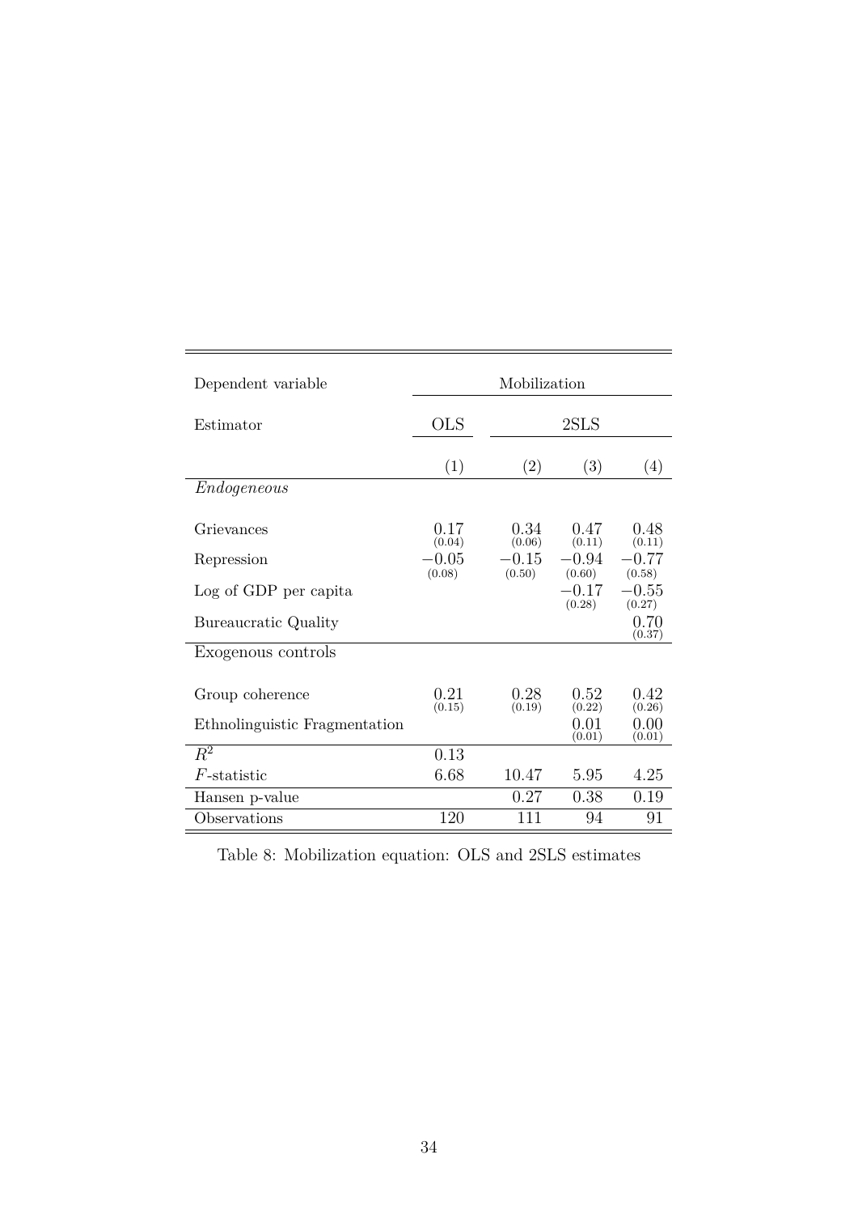| Dependent variable | Mobilization | | | |
|---|---|---|---|---|
| Estimator | OLS | 2SLS | | |
| | (1) | (2) | (3) | (4) |
| *Endogeneous* | | | | |
| Grievances | 0.17 (0.04) | 0.34 (0.06) | 0.47 (0.11) | 0.48 (0.11) |
| Repression | −0.05 (0.08) | −0.15 (0.50) | −0.94 (0.60) | −0.77 (0.58) |
| Log of GDP per capita | | | −0.17 (0.28) | −0.55 (0.27) |
| Bureaucratic Quality | | | | 0.70 (0.37) |
| Exogenous controls | | | | |
| Group coherence | 0.21 (0.15) | 0.28 (0.19) | 0.52 (0.22) | 0.42 (0.26) |
| Ethnolinguistic Fragmentation | | | 0.01 (0.01) | 0.00 (0.01) |
| $R^2$ | 0.13 | | | |
| $F$-statistic | 6.68 | 10.47 | 5.95 | 4.25 |
| Hansen p-value | | 0.27 | 0.38 | 0.19 |
| Observations | 120 | 111 | 94 | 91 |

Table 8: Mobilization equation: OLS and 2SLS estimates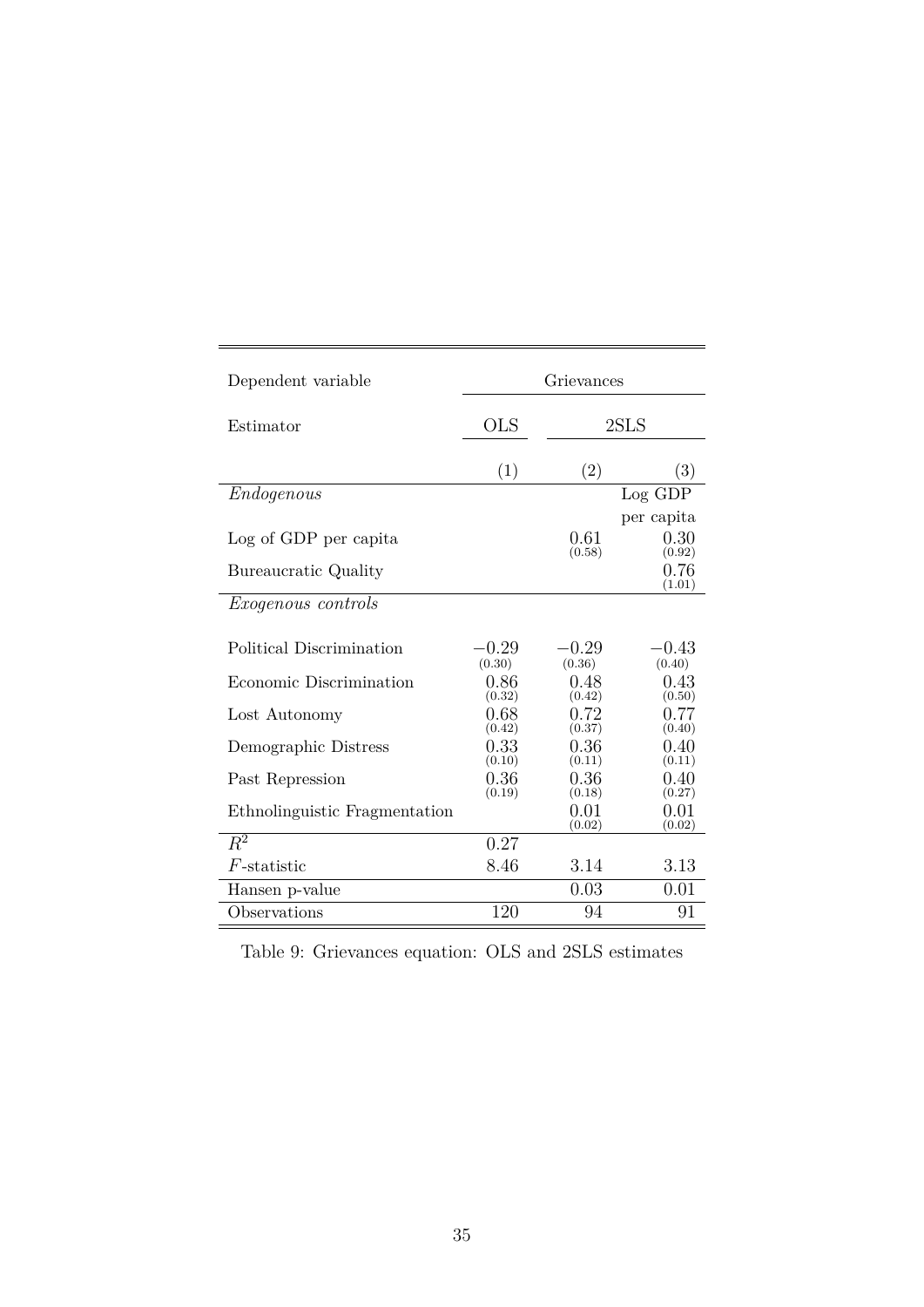| Dependent variable | Grievances | | |
|---|---|---|---|
| Estimator | OLS | 2SLS | |
| | (1) | (2) | (3) |
| *Endogenous* | | | Log GDP per capita |
| Log of GDP per capita | | 0.61 (0.58) | 0.30 (0.92) |
| Bureaucratic Quality | | | 0.76 (1.01) |
| *Exogenous controls* | | | |
| Political Discrimination | $-0.29$ (0.30) | $-0.29$ (0.36) | $-0.43$ (0.40) |
| Economic Discrimination | 0.86 (0.32) | 0.48 (0.42) | 0.43 (0.50) |
| Lost Autonomy | 0.68 (0.42) | 0.72 (0.37) | 0.77 (0.40) |
| Demographic Distress | 0.33 (0.10) | 0.36 (0.11) | 0.40 (0.11) |
| Past Repression | 0.36 (0.19) | 0.36 (0.18) | 0.40 (0.27) |
| Ethnolinguistic Fragmentation | | 0.01 (0.02) | 0.01 (0.02) |
| $R^2$ | 0.27 | | |
| $F$-statistic | 8.46 | 3.14 | 3.13 |
| Hansen p-value | | 0.03 | 0.01 |
| Observations | 120 | 94 | 91 |

Table 9: Grievances equation: OLS and 2SLS estimates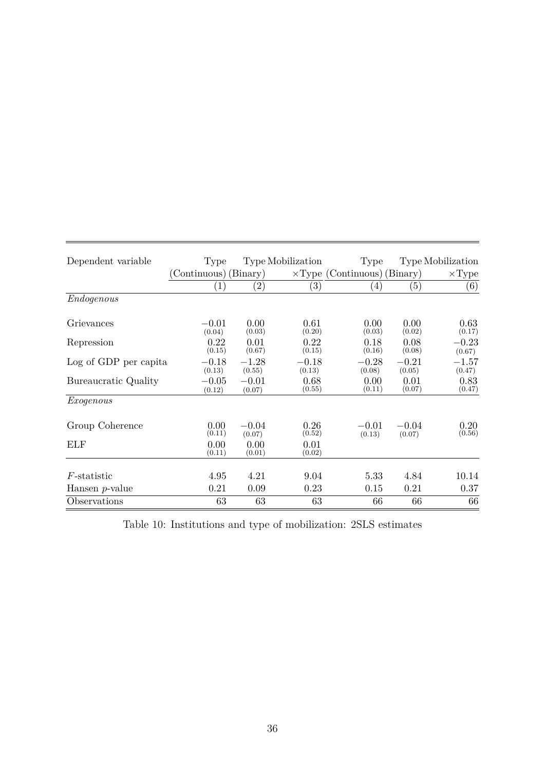| Dependent variable | Type (Continuous) | Type (Binary) | Mobilization ×Type | Type (Continuous) | Type (Binary) | Mobilization ×Type |
|---|---|---|---|---|---|---|
| | (1) | (2) | (3) | (4) | (5) | (6) |
| *Endogenous* | | | | | | |
| Grievances | −0.01 (0.04) | 0.00 (0.03) | 0.61 (0.20) | 0.00 (0.03) | 0.00 (0.02) | 0.63 (0.17) |
| Repression | 0.22 (0.15) | 0.01 (0.67) | 0.22 (0.15) | 0.18 (0.16) | 0.08 (0.08) | −0.23 (0.67) |
| Log of GDP per capita | −0.18 (0.13) | −1.28 (0.55) | −0.18 (0.13) | −0.28 (0.08) | −0.21 (0.05) | −1.57 (0.47) |
| Bureaucratic Quality | −0.05 (0.12) | −0.01 (0.07) | 0.68 (0.55) | 0.00 (0.11) | 0.01 (0.07) | 0.83 (0.47) |
| *Exogenous* | | | | | | |
| Group Coherence | 0.00 (0.11) | −0.04 (0.07) | 0.26 (0.52) | −0.01 (0.13) | −0.04 (0.07) | 0.20 (0.56) |
| ELF | 0.00 (0.11) | 0.00 (0.01) | 0.01 (0.02) | | | |
| $F$-statistic | 4.95 | 4.21 | 9.04 | 5.33 | 4.84 | 10.14 |
| Hansen $p$-value | 0.21 | 0.09 | 0.23 | 0.15 | 0.21 | 0.37 |
| Observations | 63 | 63 | 63 | 66 | 66 | 66 |

Table 10: Institutions and type of mobilization: 2SLS estimates